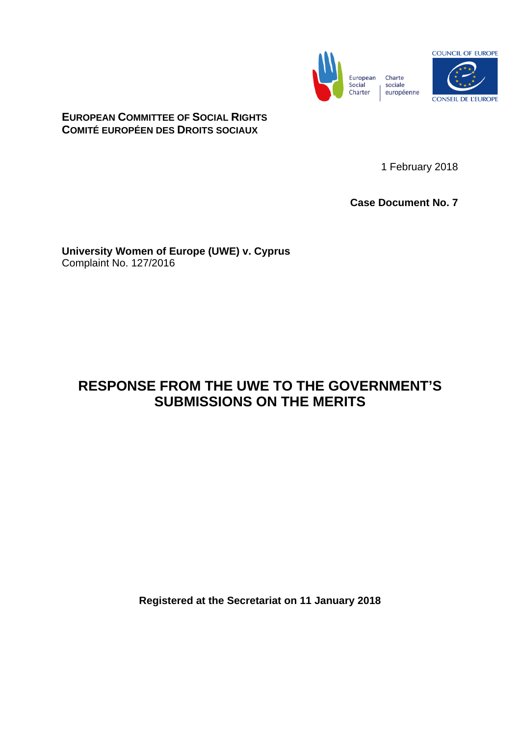**EUROPEAN COMMITTEE OF SOCIAL RIGHTS**
**COMITÉ EUROPÉEN DES DROITS SOCIAUX**

1 February 2018

**Case Document No. 7**

**University Women of Europe (UWE) v. Cyprus**
Complaint No. 127/2016

# RESPONSE FROM THE UWE TO THE GOVERNMENT'S SUBMISSIONS ON THE MERITS

**Registered at the Secretariat on 11 January 2018**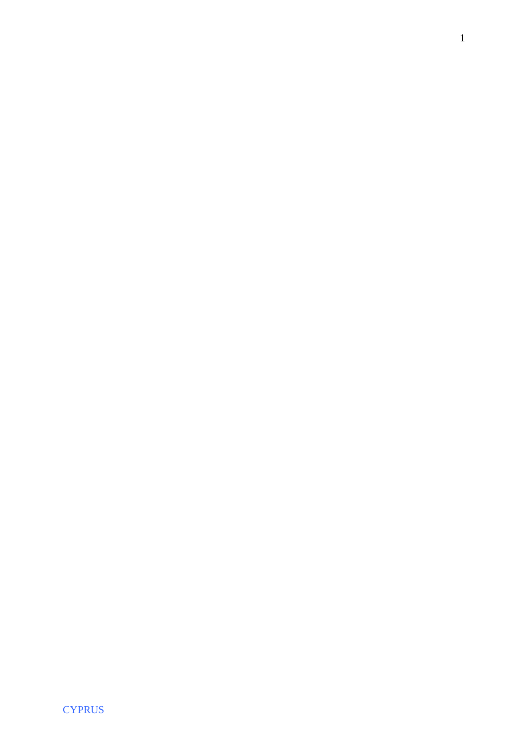CYPRUS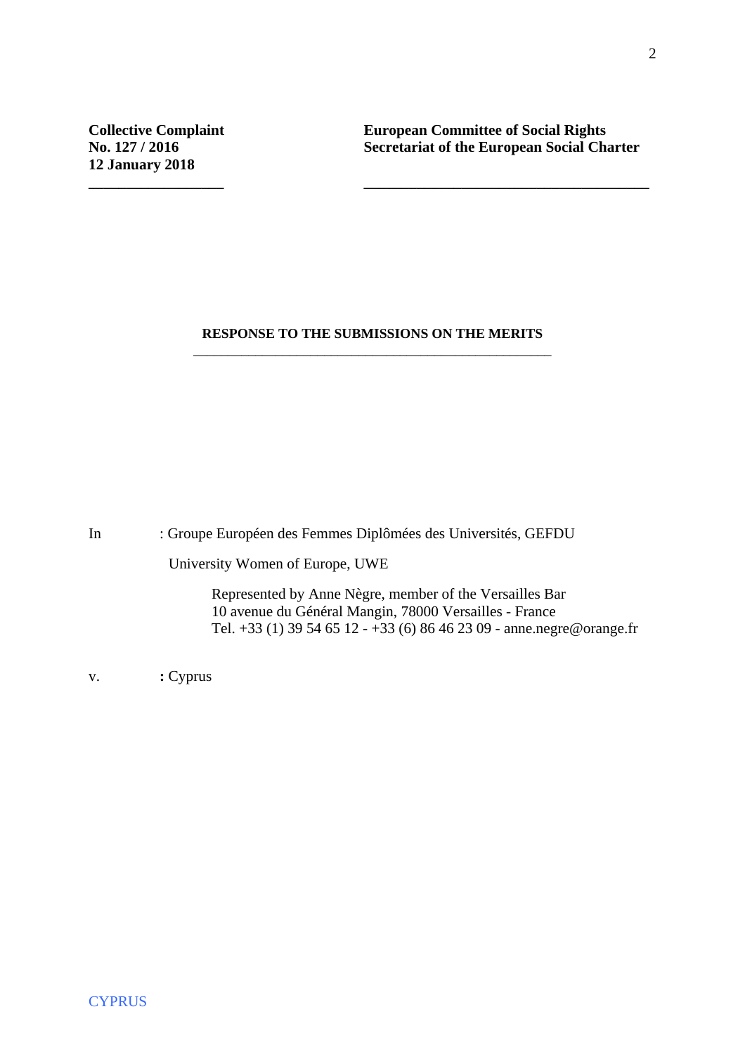**Collective Complaint**
**No. 127 / 2016**
**12 January 2018**

**European Committee of Social Rights**
**Secretariat of the European Social Charter**

---

**RESPONSE TO THE SUBMISSIONS ON THE MERITS**

---

In : Groupe Européen des Femmes Diplômées des Universités, GEFDU

University Women of Europe, UWE

Represented by Anne Nègre, member of the Versailles Bar
10 avenue du Général Mangin, 78000 Versailles - France
Tel. +33 (1) 39 54 65 12 - +33 (6) 86 46 23 09 - anne.negre@orange.fr

v. **:** Cyprus

CYPRUS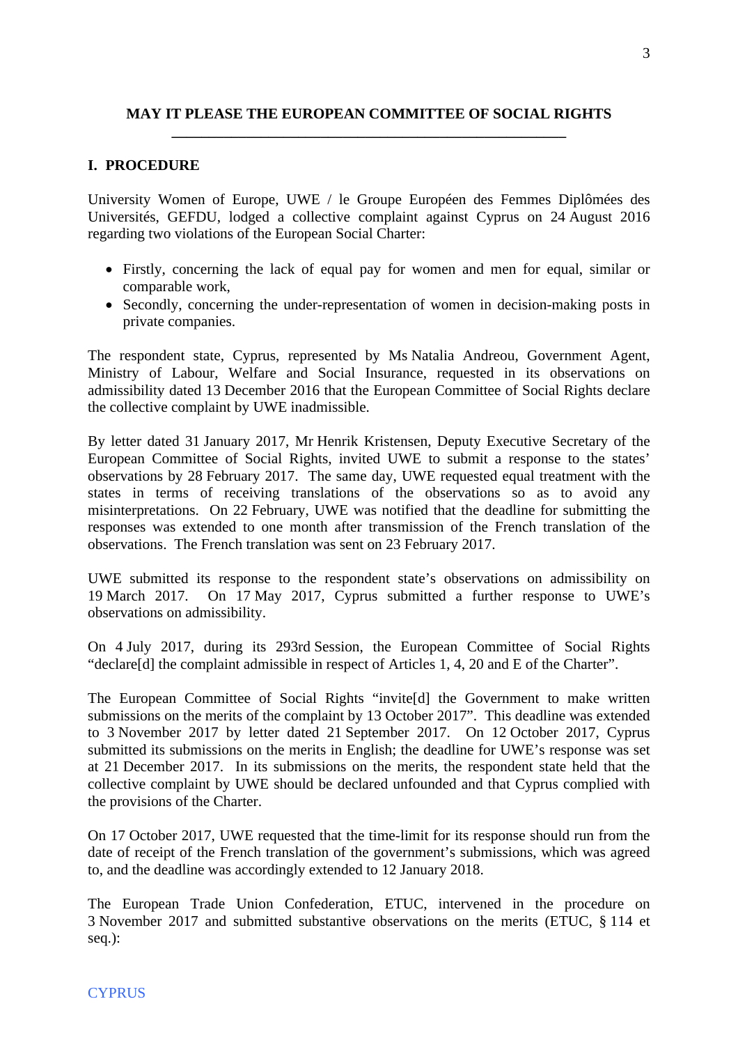## MAY IT PLEASE THE EUROPEAN COMMITTEE OF SOCIAL RIGHTS

---

### I. PROCEDURE

University Women of Europe, UWE / le Groupe Européen des Femmes Diplômées des Universités, GEFDU, lodged a collective complaint against Cyprus on 24 August 2016 regarding two violations of the European Social Charter:

- Firstly, concerning the lack of equal pay for women and men for equal, similar or comparable work,
- Secondly, concerning the under-representation of women in decision-making posts in private companies.

The respondent state, Cyprus, represented by Ms Natalia Andreou, Government Agent, Ministry of Labour, Welfare and Social Insurance, requested in its observations on admissibility dated 13 December 2016 that the European Committee of Social Rights declare the collective complaint by UWE inadmissible.

By letter dated 31 January 2017, Mr Henrik Kristensen, Deputy Executive Secretary of the European Committee of Social Rights, invited UWE to submit a response to the states' observations by 28 February 2017. The same day, UWE requested equal treatment with the states in terms of receiving translations of the observations so as to avoid any misinterpretations. On 22 February, UWE was notified that the deadline for submitting the responses was extended to one month after transmission of the French translation of the observations. The French translation was sent on 23 February 2017.

UWE submitted its response to the respondent state's observations on admissibility on 19 March 2017. On 17 May 2017, Cyprus submitted a further response to UWE's observations on admissibility.

On 4 July 2017, during its 293rd Session, the European Committee of Social Rights "declare[d] the complaint admissible in respect of Articles 1, 4, 20 and E of the Charter".

The European Committee of Social Rights "invite[d] the Government to make written submissions on the merits of the complaint by 13 October 2017". This deadline was extended to 3 November 2017 by letter dated 21 September 2017. On 12 October 2017, Cyprus submitted its submissions on the merits in English; the deadline for UWE's response was set at 21 December 2017. In its submissions on the merits, the respondent state held that the collective complaint by UWE should be declared unfounded and that Cyprus complied with the provisions of the Charter.

On 17 October 2017, UWE requested that the time-limit for its response should run from the date of receipt of the French translation of the government's submissions, which was agreed to, and the deadline was accordingly extended to 12 January 2018.

The European Trade Union Confederation, ETUC, intervened in the procedure on 3 November 2017 and submitted substantive observations on the merits (ETUC, § 114 et seq.):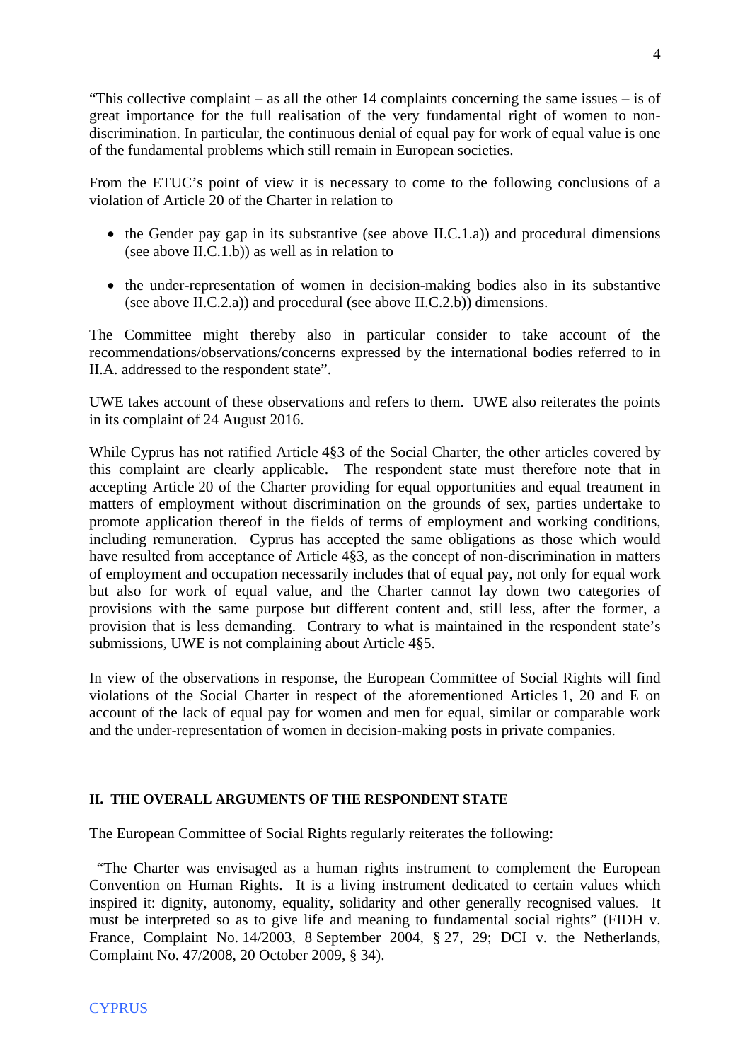"This collective complaint – as all the other 14 complaints concerning the same issues – is of great importance for the full realisation of the very fundamental right of women to non-discrimination. In particular, the continuous denial of equal pay for work of equal value is one of the fundamental problems which still remain in European societies.

From the ETUC's point of view it is necessary to come to the following conclusions of a violation of Article 20 of the Charter in relation to

- the Gender pay gap in its substantive (see above II.C.1.a)) and procedural dimensions (see above II.C.1.b)) as well as in relation to
- the under-representation of women in decision-making bodies also in its substantive (see above II.C.2.a)) and procedural (see above II.C.2.b)) dimensions.

The Committee might thereby also in particular consider to take account of the recommendations/observations/concerns expressed by the international bodies referred to in II.A. addressed to the respondent state".

UWE takes account of these observations and refers to them. UWE also reiterates the points in its complaint of 24 August 2016.

While Cyprus has not ratified Article 4§3 of the Social Charter, the other articles covered by this complaint are clearly applicable. The respondent state must therefore note that in accepting Article 20 of the Charter providing for equal opportunities and equal treatment in matters of employment without discrimination on the grounds of sex, parties undertake to promote application thereof in the fields of terms of employment and working conditions, including remuneration. Cyprus has accepted the same obligations as those which would have resulted from acceptance of Article 4§3, as the concept of non-discrimination in matters of employment and occupation necessarily includes that of equal pay, not only for equal work but also for work of equal value, and the Charter cannot lay down two categories of provisions with the same purpose but different content and, still less, after the former, a provision that is less demanding. Contrary to what is maintained in the respondent state's submissions, UWE is not complaining about Article 4§5.

In view of the observations in response, the European Committee of Social Rights will find violations of the Social Charter in respect of the aforementioned Articles 1, 20 and E on account of the lack of equal pay for women and men for equal, similar or comparable work and the under-representation of women in decision-making posts in private companies.

## II. THE OVERALL ARGUMENTS OF THE RESPONDENT STATE

The European Committee of Social Rights regularly reiterates the following:

"The Charter was envisaged as a human rights instrument to complement the European Convention on Human Rights. It is a living instrument dedicated to certain values which inspired it: dignity, autonomy, equality, solidarity and other generally recognised values. It must be interpreted so as to give life and meaning to fundamental social rights" (FIDH v. France, Complaint No. 14/2003, 8 September 2004, § 27, 29; DCI v. the Netherlands, Complaint No. 47/2008, 20 October 2009, § 34).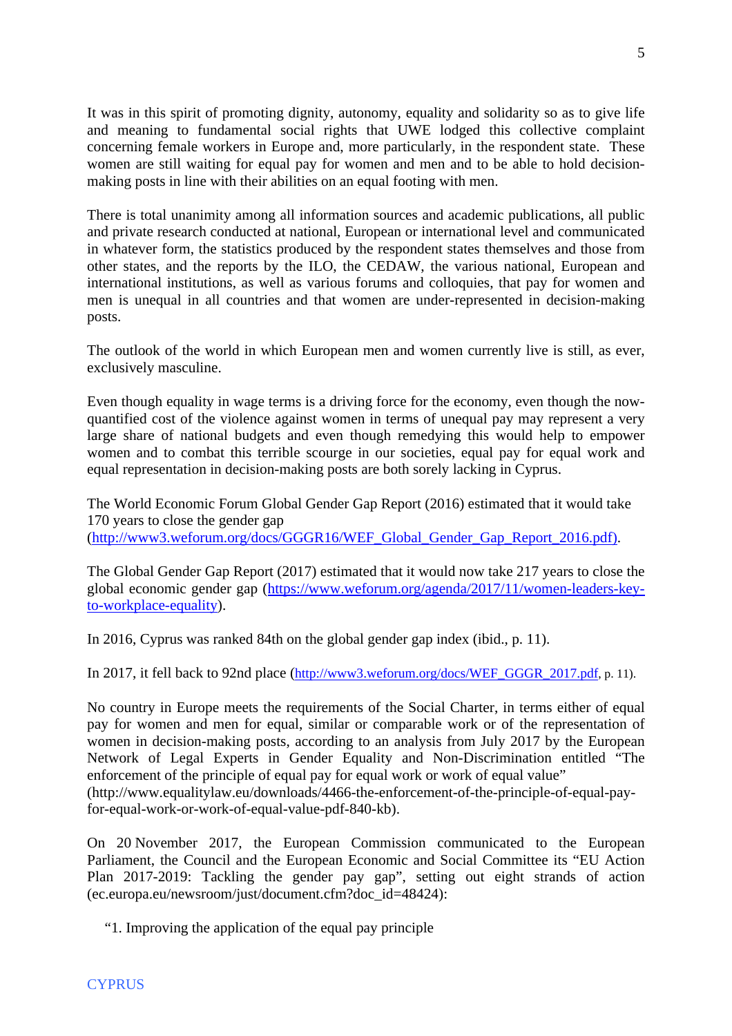It was in this spirit of promoting dignity, autonomy, equality and solidarity so as to give life and meaning to fundamental social rights that UWE lodged this collective complaint concerning female workers in Europe and, more particularly, in the respondent state. These women are still waiting for equal pay for women and men and to be able to hold decision-making posts in line with their abilities on an equal footing with men.

There is total unanimity among all information sources and academic publications, all public and private research conducted at national, European or international level and communicated in whatever form, the statistics produced by the respondent states themselves and those from other states, and the reports by the ILO, the CEDAW, the various national, European and international institutions, as well as various forums and colloquies, that pay for women and men is unequal in all countries and that women are under-represented in decision-making posts.

The outlook of the world in which European men and women currently live is still, as ever, exclusively masculine.

Even though equality in wage terms is a driving force for the economy, even though the now-quantified cost of the violence against women in terms of unequal pay may represent a very large share of national budgets and even though remedying this would help to empower women and to combat this terrible scourge in our societies, equal pay for equal work and equal representation in decision-making posts are both sorely lacking in Cyprus.

The World Economic Forum Global Gender Gap Report (2016) estimated that it would take 170 years to close the gender gap (http://www3.weforum.org/docs/GGGR16/WEF_Global_Gender_Gap_Report_2016.pdf).

The Global Gender Gap Report (2017) estimated that it would now take 217 years to close the global economic gender gap (https://www.weforum.org/agenda/2017/11/women-leaders-key-to-workplace-equality).

In 2016, Cyprus was ranked 84th on the global gender gap index (ibid., p. 11).

In 2017, it fell back to 92nd place (http://www3.weforum.org/docs/WEF_GGGR_2017.pdf, p. 11).

No country in Europe meets the requirements of the Social Charter, in terms either of equal pay for women and men for equal, similar or comparable work or of the representation of women in decision-making posts, according to an analysis from July 2017 by the European Network of Legal Experts in Gender Equality and Non-Discrimination entitled "The enforcement of the principle of equal pay for equal work or work of equal value" (http://www.equalitylaw.eu/downloads/4466-the-enforcement-of-the-principle-of-equal-pay-for-equal-work-or-work-of-equal-value-pdf-840-kb).

On 20 November 2017, the European Commission communicated to the European Parliament, the Council and the European Economic and Social Committee its "EU Action Plan 2017-2019: Tackling the gender pay gap", setting out eight strands of action (ec.europa.eu/newsroom/just/document.cfm?doc_id=48424):

"1. Improving the application of the equal pay principle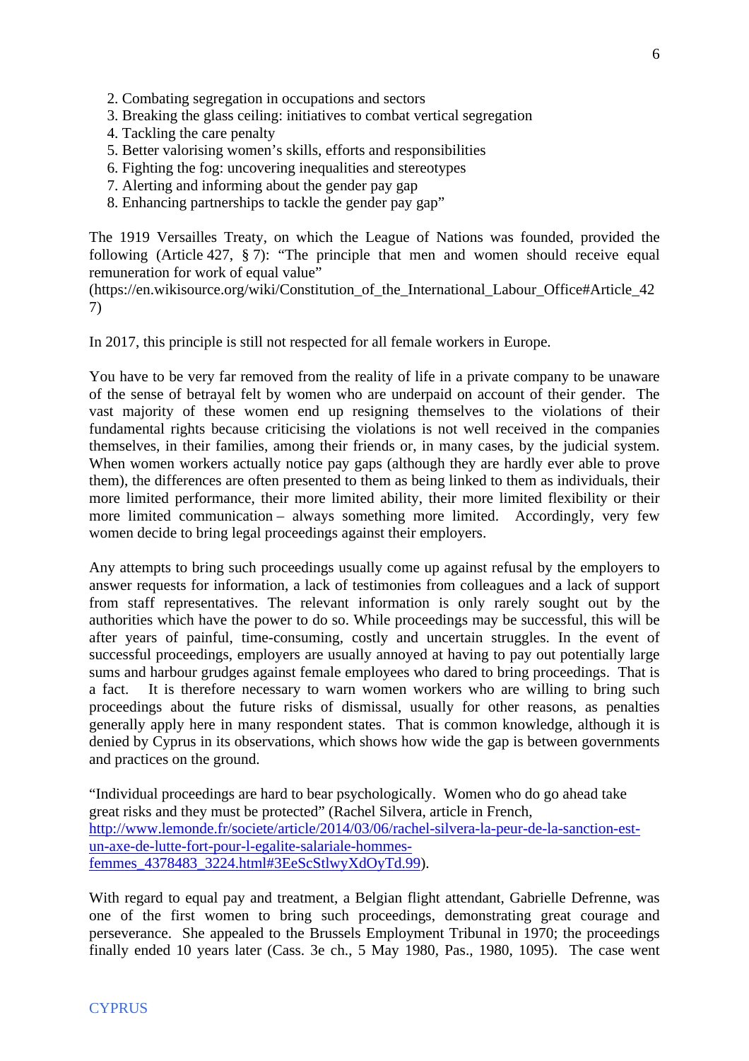2. Combating segregation in occupations and sectors
3. Breaking the glass ceiling: initiatives to combat vertical segregation
4. Tackling the care penalty
5. Better valorising women's skills, efforts and responsibilities
6. Fighting the fog: uncovering inequalities and stereotypes
7. Alerting and informing about the gender pay gap
8. Enhancing partnerships to tackle the gender pay gap"

The 1919 Versailles Treaty, on which the League of Nations was founded, provided the following (Article 427, § 7): "The principle that men and women should receive equal remuneration for work of equal value" (https://en.wikisource.org/wiki/Constitution_of_the_International_Labour_Office#Article_427)

In 2017, this principle is still not respected for all female workers in Europe.

You have to be very far removed from the reality of life in a private company to be unaware of the sense of betrayal felt by women who are underpaid on account of their gender. The vast majority of these women end up resigning themselves to the violations of their fundamental rights because criticising the violations is not well received in the companies themselves, in their families, among their friends or, in many cases, by the judicial system. When women workers actually notice pay gaps (although they are hardly ever able to prove them), the differences are often presented to them as being linked to them as individuals, their more limited performance, their more limited ability, their more limited flexibility or their more limited communication – always something more limited. Accordingly, very few women decide to bring legal proceedings against their employers.

Any attempts to bring such proceedings usually come up against refusal by the employers to answer requests for information, a lack of testimonies from colleagues and a lack of support from staff representatives. The relevant information is only rarely sought out by the authorities which have the power to do so. While proceedings may be successful, this will be after years of painful, time-consuming, costly and uncertain struggles. In the event of successful proceedings, employers are usually annoyed at having to pay out potentially large sums and harbour grudges against female employees who dared to bring proceedings. That is a fact. It is therefore necessary to warn women workers who are willing to bring such proceedings about the future risks of dismissal, usually for other reasons, as penalties generally apply here in many respondent states. That is common knowledge, although it is denied by Cyprus in its observations, which shows how wide the gap is between governments and practices on the ground.

"Individual proceedings are hard to bear psychologically. Women who do go ahead take great risks and they must be protected" (Rachel Silvera, article in French, http://www.lemonde.fr/societe/article/2014/03/06/rachel-silvera-la-peur-de-la-sanction-est-un-axe-de-lutte-fort-pour-l-egalite-salariale-hommes-femmes_4378483_3224.html#3EeScStlwyXdOyTd.99).

With regard to equal pay and treatment, a Belgian flight attendant, Gabrielle Defrenne, was one of the first women to bring such proceedings, demonstrating great courage and perseverance. She appealed to the Brussels Employment Tribunal in 1970; the proceedings finally ended 10 years later (Cass. 3e ch., 5 May 1980, Pas., 1980, 1095). The case went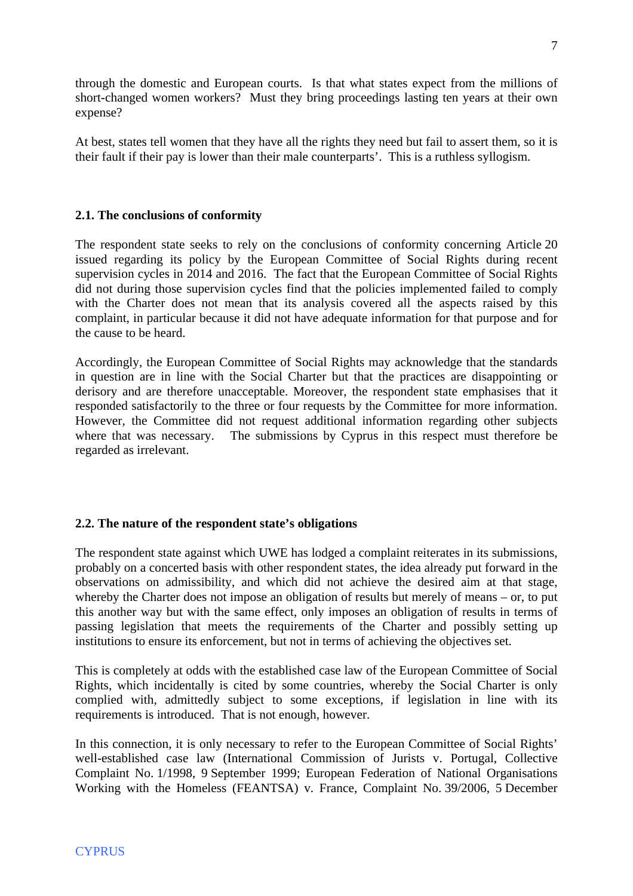through the domestic and European courts. Is that what states expect from the millions of short-changed women workers? Must they bring proceedings lasting ten years at their own expense?

At best, states tell women that they have all the rights they need but fail to assert them, so it is their fault if their pay is lower than their male counterparts'. This is a ruthless syllogism.

**2.1. The conclusions of conformity**

The respondent state seeks to rely on the conclusions of conformity concerning Article 20 issued regarding its policy by the European Committee of Social Rights during recent supervision cycles in 2014 and 2016. The fact that the European Committee of Social Rights did not during those supervision cycles find that the policies implemented failed to comply with the Charter does not mean that its analysis covered all the aspects raised by this complaint, in particular because it did not have adequate information for that purpose and for the cause to be heard.

Accordingly, the European Committee of Social Rights may acknowledge that the standards in question are in line with the Social Charter but that the practices are disappointing or derisory and are therefore unacceptable. Moreover, the respondent state emphasises that it responded satisfactorily to the three or four requests by the Committee for more information. However, the Committee did not request additional information regarding other subjects where that was necessary. The submissions by Cyprus in this respect must therefore be regarded as irrelevant.

**2.2. The nature of the respondent state's obligations**

The respondent state against which UWE has lodged a complaint reiterates in its submissions, probably on a concerted basis with other respondent states, the idea already put forward in the observations on admissibility, and which did not achieve the desired aim at that stage, whereby the Charter does not impose an obligation of results but merely of means – or, to put this another way but with the same effect, only imposes an obligation of results in terms of passing legislation that meets the requirements of the Charter and possibly setting up institutions to ensure its enforcement, but not in terms of achieving the objectives set.

This is completely at odds with the established case law of the European Committee of Social Rights, which incidentally is cited by some countries, whereby the Social Charter is only complied with, admittedly subject to some exceptions, if legislation in line with its requirements is introduced. That is not enough, however.

In this connection, it is only necessary to refer to the European Committee of Social Rights' well-established case law (International Commission of Jurists v. Portugal, Collective Complaint No. 1/1998, 9 September 1999; European Federation of National Organisations Working with the Homeless (FEANTSA) v. France, Complaint No. 39/2006, 5 December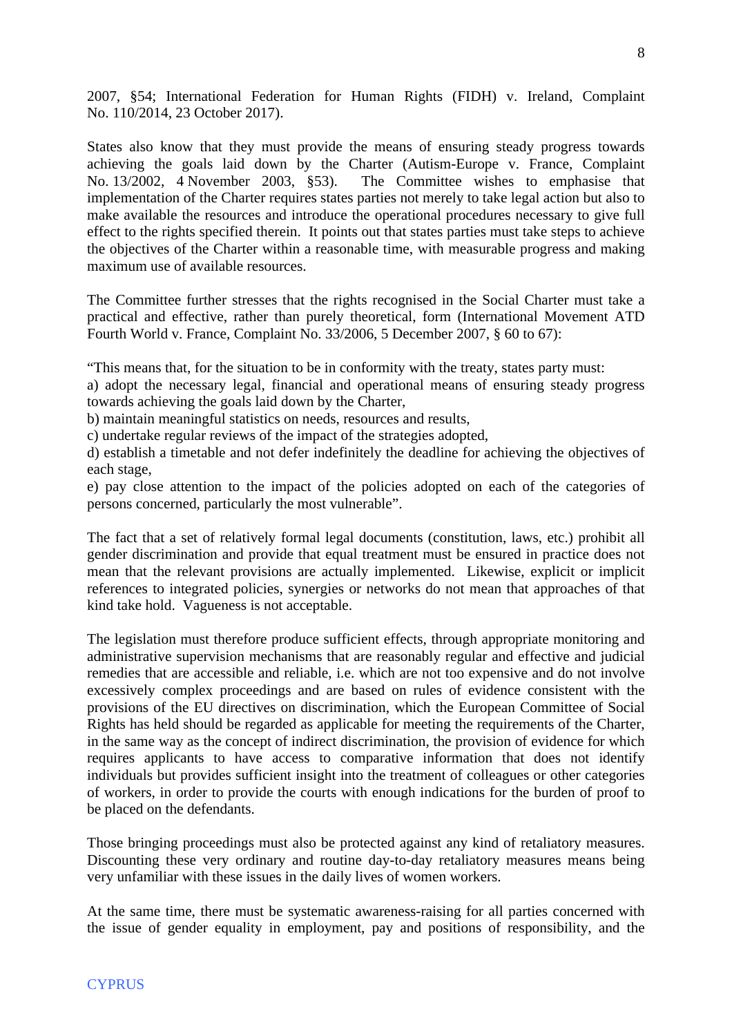2007, §54; International Federation for Human Rights (FIDH) v. Ireland, Complaint No. 110/2014, 23 October 2017).

States also know that they must provide the means of ensuring steady progress towards achieving the goals laid down by the Charter (Autism-Europe v. France, Complaint No. 13/2002, 4 November 2003, §53). The Committee wishes to emphasise that implementation of the Charter requires states parties not merely to take legal action but also to make available the resources and introduce the operational procedures necessary to give full effect to the rights specified therein. It points out that states parties must take steps to achieve the objectives of the Charter within a reasonable time, with measurable progress and making maximum use of available resources.

The Committee further stresses that the rights recognised in the Social Charter must take a practical and effective, rather than purely theoretical, form (International Movement ATD Fourth World v. France, Complaint No. 33/2006, 5 December 2007, § 60 to 67):

"This means that, for the situation to be in conformity with the treaty, states party must:
a) adopt the necessary legal, financial and operational means of ensuring steady progress towards achieving the goals laid down by the Charter,
b) maintain meaningful statistics on needs, resources and results,
c) undertake regular reviews of the impact of the strategies adopted,
d) establish a timetable and not defer indefinitely the deadline for achieving the objectives of each stage,
e) pay close attention to the impact of the policies adopted on each of the categories of persons concerned, particularly the most vulnerable".

The fact that a set of relatively formal legal documents (constitution, laws, etc.) prohibit all gender discrimination and provide that equal treatment must be ensured in practice does not mean that the relevant provisions are actually implemented. Likewise, explicit or implicit references to integrated policies, synergies or networks do not mean that approaches of that kind take hold. Vagueness is not acceptable.

The legislation must therefore produce sufficient effects, through appropriate monitoring and administrative supervision mechanisms that are reasonably regular and effective and judicial remedies that are accessible and reliable, i.e. which are not too expensive and do not involve excessively complex proceedings and are based on rules of evidence consistent with the provisions of the EU directives on discrimination, which the European Committee of Social Rights has held should be regarded as applicable for meeting the requirements of the Charter, in the same way as the concept of indirect discrimination, the provision of evidence for which requires applicants to have access to comparative information that does not identify individuals but provides sufficient insight into the treatment of colleagues or other categories of workers, in order to provide the courts with enough indications for the burden of proof to be placed on the defendants.

Those bringing proceedings must also be protected against any kind of retaliatory measures. Discounting these very ordinary and routine day-to-day retaliatory measures means being very unfamiliar with these issues in the daily lives of women workers.

At the same time, there must be systematic awareness-raising for all parties concerned with the issue of gender equality in employment, pay and positions of responsibility, and the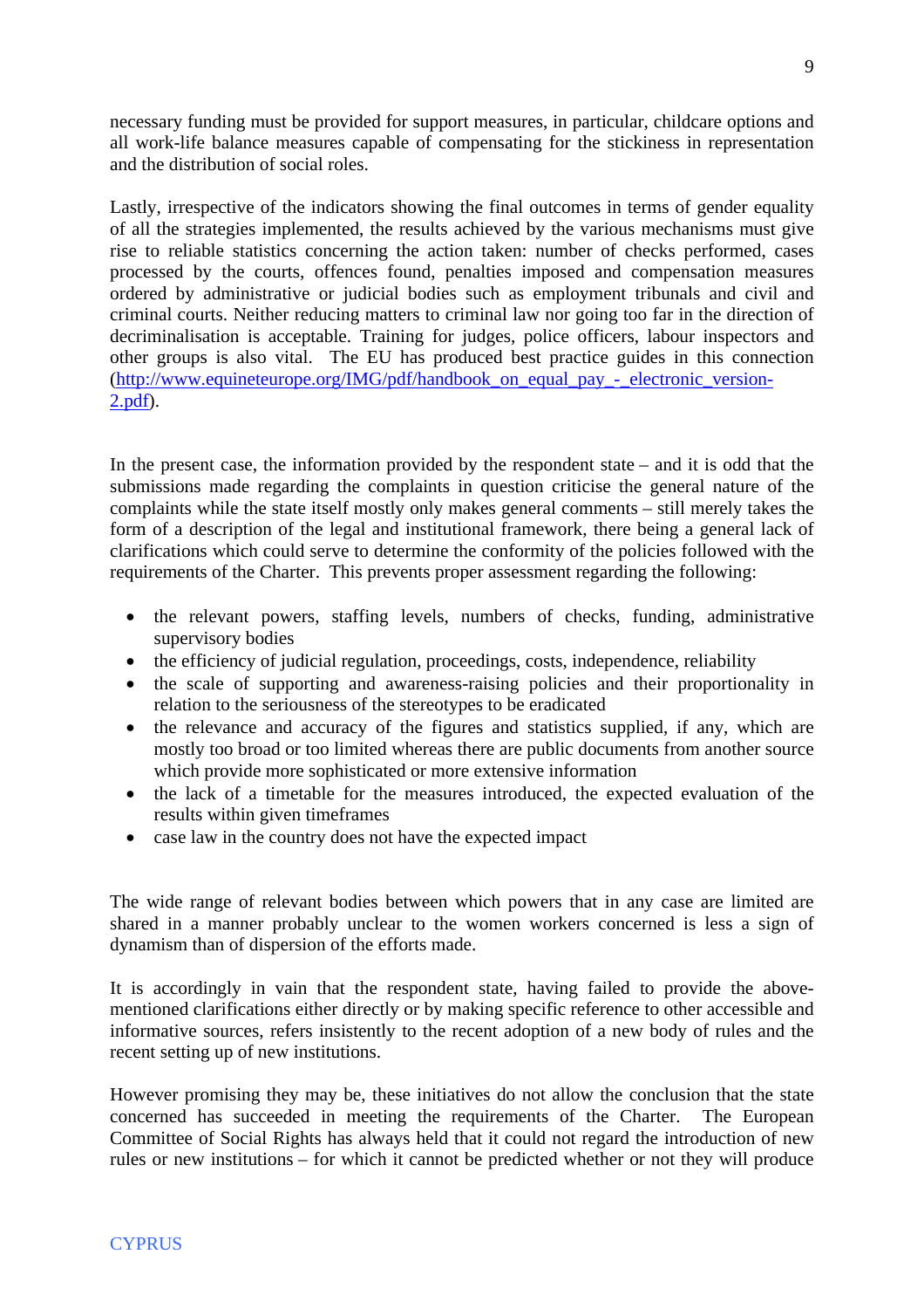necessary funding must be provided for support measures, in particular, childcare options and all work-life balance measures capable of compensating for the stickiness in representation and the distribution of social roles.

Lastly, irrespective of the indicators showing the final outcomes in terms of gender equality of all the strategies implemented, the results achieved by the various mechanisms must give rise to reliable statistics concerning the action taken: number of checks performed, cases processed by the courts, offences found, penalties imposed and compensation measures ordered by administrative or judicial bodies such as employment tribunals and civil and criminal courts. Neither reducing matters to criminal law nor going too far in the direction of decriminalisation is acceptable. Training for judges, police officers, labour inspectors and other groups is also vital. The EU has produced best practice guides in this connection (http://www.equineteurope.org/IMG/pdf/handbook_on_equal_pay_-_electronic_version-2.pdf).

In the present case, the information provided by the respondent state – and it is odd that the submissions made regarding the complaints in question criticise the general nature of the complaints while the state itself mostly only makes general comments – still merely takes the form of a description of the legal and institutional framework, there being a general lack of clarifications which could serve to determine the conformity of the policies followed with the requirements of the Charter. This prevents proper assessment regarding the following:

- the relevant powers, staffing levels, numbers of checks, funding, administrative supervisory bodies
- the efficiency of judicial regulation, proceedings, costs, independence, reliability
- the scale of supporting and awareness-raising policies and their proportionality in relation to the seriousness of the stereotypes to be eradicated
- the relevance and accuracy of the figures and statistics supplied, if any, which are mostly too broad or too limited whereas there are public documents from another source which provide more sophisticated or more extensive information
- the lack of a timetable for the measures introduced, the expected evaluation of the results within given timeframes
- case law in the country does not have the expected impact

The wide range of relevant bodies between which powers that in any case are limited are shared in a manner probably unclear to the women workers concerned is less a sign of dynamism than of dispersion of the efforts made.

It is accordingly in vain that the respondent state, having failed to provide the above-mentioned clarifications either directly or by making specific reference to other accessible and informative sources, refers insistently to the recent adoption of a new body of rules and the recent setting up of new institutions.

However promising they may be, these initiatives do not allow the conclusion that the state concerned has succeeded in meeting the requirements of the Charter. The European Committee of Social Rights has always held that it could not regard the introduction of new rules or new institutions – for which it cannot be predicted whether or not they will produce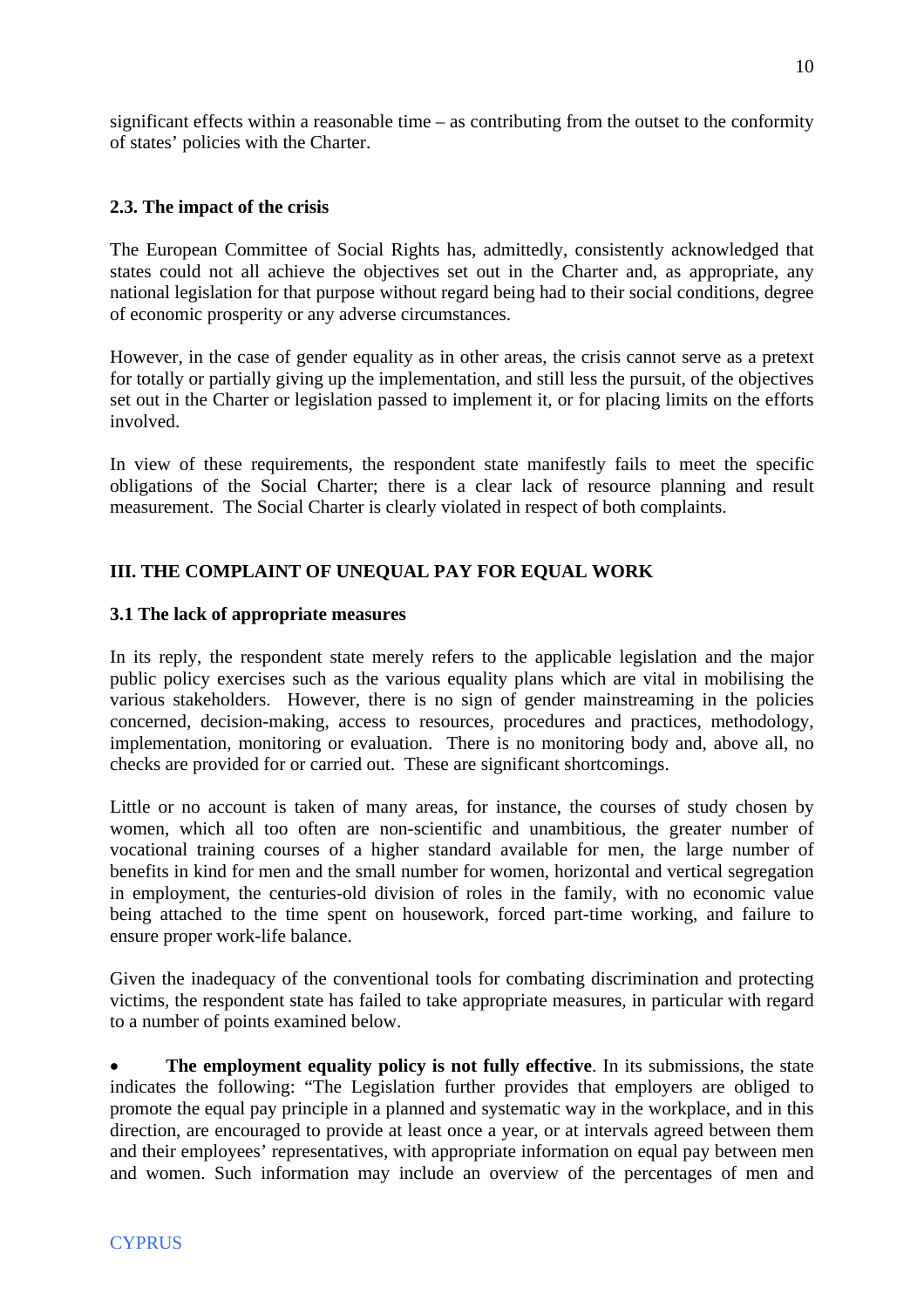significant effects within a reasonable time – as contributing from the outset to the conformity of states' policies with the Charter.

### 2.3. The impact of the crisis

The European Committee of Social Rights has, admittedly, consistently acknowledged that states could not all achieve the objectives set out in the Charter and, as appropriate, any national legislation for that purpose without regard being had to their social conditions, degree of economic prosperity or any adverse circumstances.

However, in the case of gender equality as in other areas, the crisis cannot serve as a pretext for totally or partially giving up the implementation, and still less the pursuit, of the objectives set out in the Charter or legislation passed to implement it, or for placing limits on the efforts involved.

In view of these requirements, the respondent state manifestly fails to meet the specific obligations of the Social Charter; there is a clear lack of resource planning and result measurement. The Social Charter is clearly violated in respect of both complaints.

## III. THE COMPLAINT OF UNEQUAL PAY FOR EQUAL WORK

### 3.1 The lack of appropriate measures

In its reply, the respondent state merely refers to the applicable legislation and the major public policy exercises such as the various equality plans which are vital in mobilising the various stakeholders. However, there is no sign of gender mainstreaming in the policies concerned, decision-making, access to resources, procedures and practices, methodology, implementation, monitoring or evaluation. There is no monitoring body and, above all, no checks are provided for or carried out. These are significant shortcomings.

Little or no account is taken of many areas, for instance, the courses of study chosen by women, which all too often are non-scientific and unambitious, the greater number of vocational training courses of a higher standard available for men, the large number of benefits in kind for men and the small number for women, horizontal and vertical segregation in employment, the centuries-old division of roles in the family, with no economic value being attached to the time spent on housework, forced part-time working, and failure to ensure proper work-life balance.

Given the inadequacy of the conventional tools for combating discrimination and protecting victims, the respondent state has failed to take appropriate measures, in particular with regard to a number of points examined below.

- **The employment equality policy is not fully effective**. In its submissions, the state indicates the following: "The Legislation further provides that employers are obliged to promote the equal pay principle in a planned and systematic way in the workplace, and in this direction, are encouraged to provide at least once a year, or at intervals agreed between them and their employees' representatives, with appropriate information on equal pay between men and women. Such information may include an overview of the percentages of men and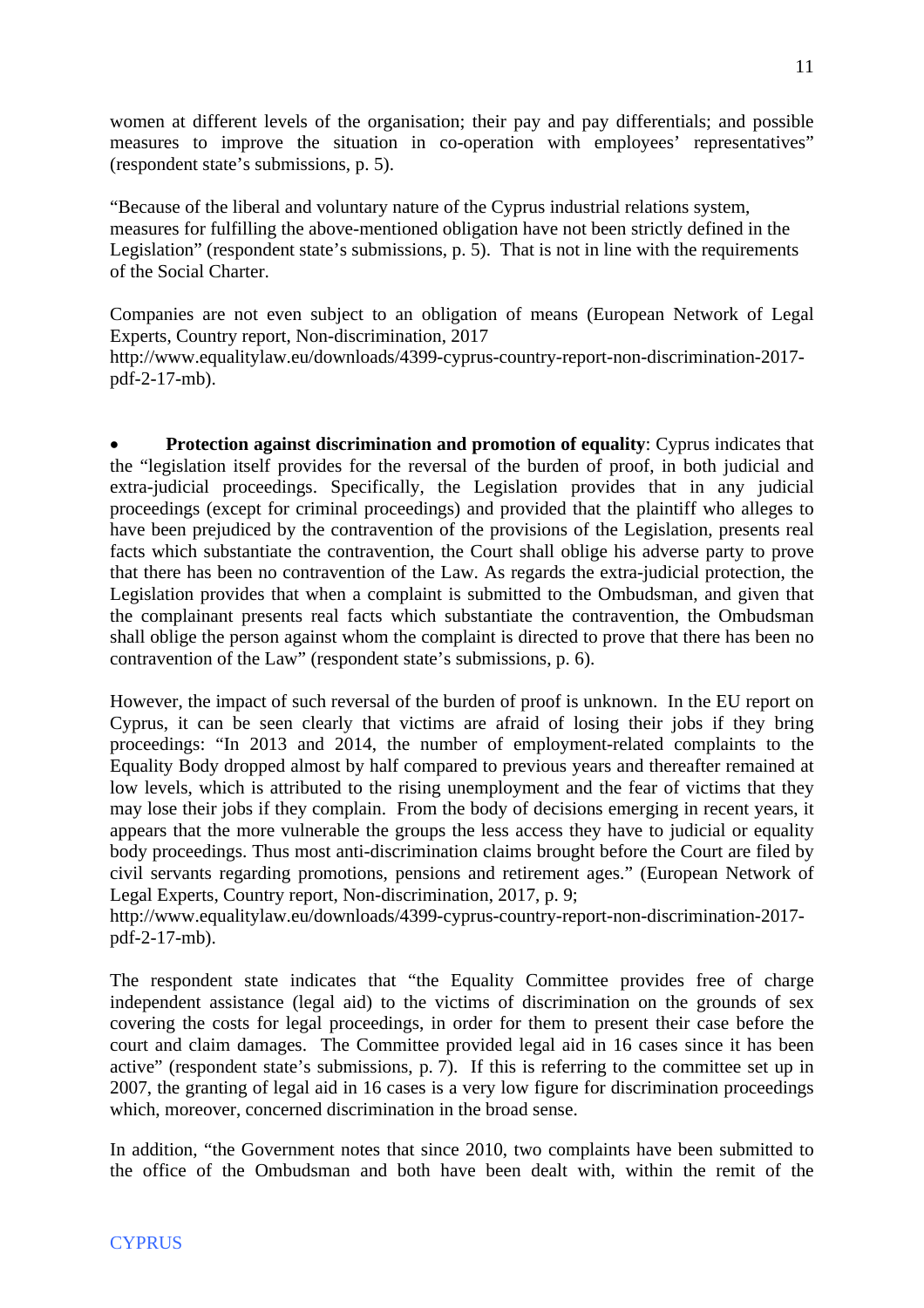women at different levels of the organisation; their pay and pay differentials; and possible measures to improve the situation in co-operation with employees' representatives" (respondent state's submissions, p. 5).

"Because of the liberal and voluntary nature of the Cyprus industrial relations system, measures for fulfilling the above-mentioned obligation have not been strictly defined in the Legislation" (respondent state's submissions, p. 5). That is not in line with the requirements of the Social Charter.

Companies are not even subject to an obligation of means (European Network of Legal Experts, Country report, Non-discrimination, 2017 http://www.equalitylaw.eu/downloads/4399-cyprus-country-report-non-discrimination-2017-pdf-2-17-mb).

- **Protection against discrimination and promotion of equality**: Cyprus indicates that the "legislation itself provides for the reversal of the burden of proof, in both judicial and extra-judicial proceedings. Specifically, the Legislation provides that in any judicial proceedings (except for criminal proceedings) and provided that the plaintiff who alleges to have been prejudiced by the contravention of the provisions of the Legislation, presents real facts which substantiate the contravention, the Court shall oblige his adverse party to prove that there has been no contravention of the Law. As regards the extra-judicial protection, the Legislation provides that when a complaint is submitted to the Ombudsman, and given that the complainant presents real facts which substantiate the contravention, the Ombudsman shall oblige the person against whom the complaint is directed to prove that there has been no contravention of the Law" (respondent state's submissions, p. 6).

However, the impact of such reversal of the burden of proof is unknown. In the EU report on Cyprus, it can be seen clearly that victims are afraid of losing their jobs if they bring proceedings: "In 2013 and 2014, the number of employment-related complaints to the Equality Body dropped almost by half compared to previous years and thereafter remained at low levels, which is attributed to the rising unemployment and the fear of victims that they may lose their jobs if they complain. From the body of decisions emerging in recent years, it appears that the more vulnerable the groups the less access they have to judicial or equality body proceedings. Thus most anti-discrimination claims brought before the Court are filed by civil servants regarding promotions, pensions and retirement ages." (European Network of Legal Experts, Country report, Non-discrimination, 2017, p. 9; http://www.equalitylaw.eu/downloads/4399-cyprus-country-report-non-discrimination-2017-pdf-2-17-mb).

The respondent state indicates that "the Equality Committee provides free of charge independent assistance (legal aid) to the victims of discrimination on the grounds of sex covering the costs for legal proceedings, in order for them to present their case before the court and claim damages. The Committee provided legal aid in 16 cases since it has been active" (respondent state's submissions, p. 7). If this is referring to the committee set up in 2007, the granting of legal aid in 16 cases is a very low figure for discrimination proceedings which, moreover, concerned discrimination in the broad sense.

In addition, "the Government notes that since 2010, two complaints have been submitted to the office of the Ombudsman and both have been dealt with, within the remit of the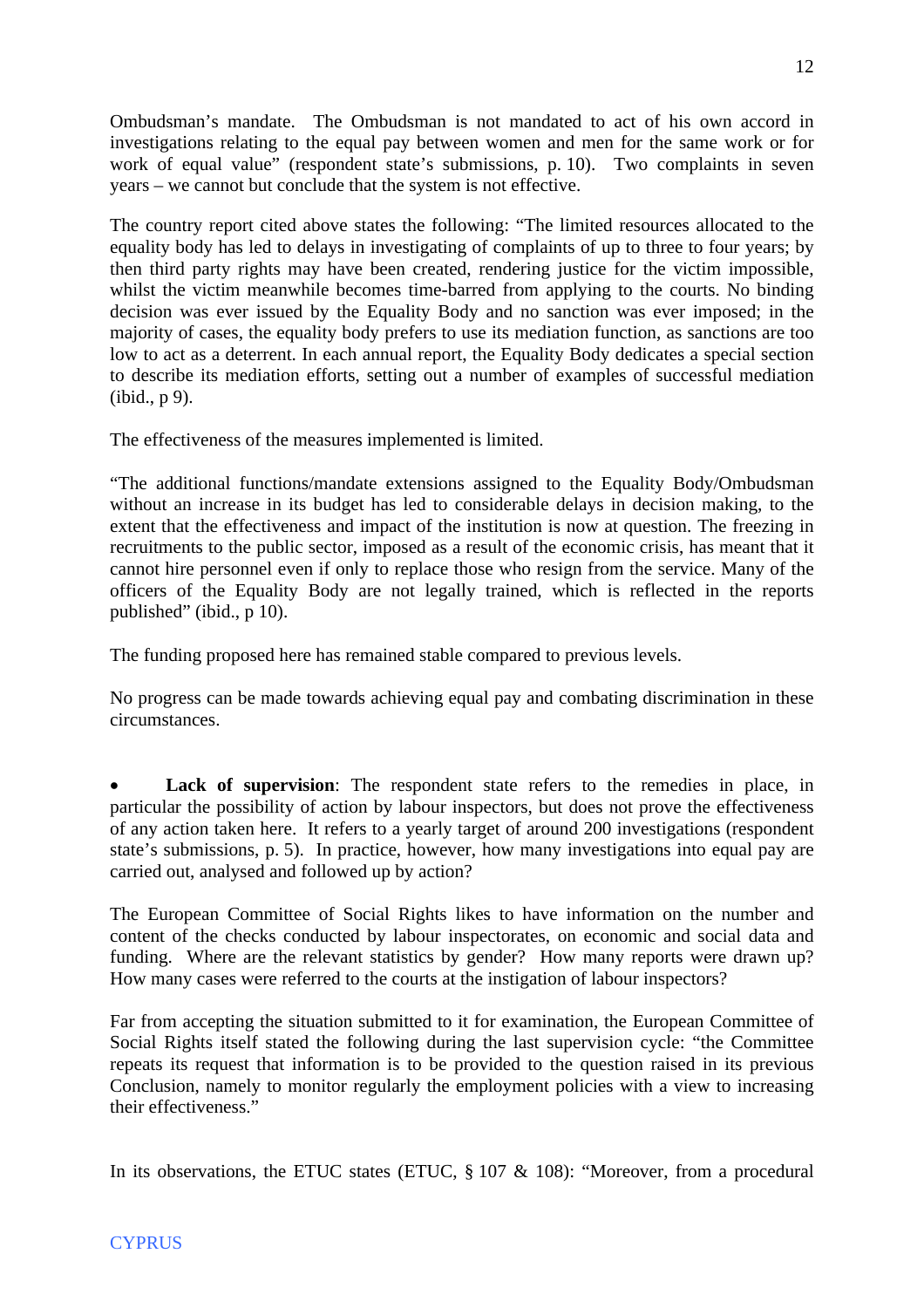Ombudsman's mandate. The Ombudsman is not mandated to act of his own accord in investigations relating to the equal pay between women and men for the same work or for work of equal value" (respondent state's submissions, p. 10). Two complaints in seven years – we cannot but conclude that the system is not effective.

The country report cited above states the following: "The limited resources allocated to the equality body has led to delays in investigating of complaints of up to three to four years; by then third party rights may have been created, rendering justice for the victim impossible, whilst the victim meanwhile becomes time-barred from applying to the courts. No binding decision was ever issued by the Equality Body and no sanction was ever imposed; in the majority of cases, the equality body prefers to use its mediation function, as sanctions are too low to act as a deterrent. In each annual report, the Equality Body dedicates a special section to describe its mediation efforts, setting out a number of examples of successful mediation (ibid., p 9).

The effectiveness of the measures implemented is limited.

"The additional functions/mandate extensions assigned to the Equality Body/Ombudsman without an increase in its budget has led to considerable delays in decision making, to the extent that the effectiveness and impact of the institution is now at question. The freezing in recruitments to the public sector, imposed as a result of the economic crisis, has meant that it cannot hire personnel even if only to replace those who resign from the service. Many of the officers of the Equality Body are not legally trained, which is reflected in the reports published" (ibid., p 10).

The funding proposed here has remained stable compared to previous levels.

No progress can be made towards achieving equal pay and combating discrimination in these circumstances.

- **Lack of supervision**: The respondent state refers to the remedies in place, in particular the possibility of action by labour inspectors, but does not prove the effectiveness of any action taken here. It refers to a yearly target of around 200 investigations (respondent state's submissions, p. 5). In practice, however, how many investigations into equal pay are carried out, analysed and followed up by action?

The European Committee of Social Rights likes to have information on the number and content of the checks conducted by labour inspectorates, on economic and social data and funding. Where are the relevant statistics by gender? How many reports were drawn up? How many cases were referred to the courts at the instigation of labour inspectors?

Far from accepting the situation submitted to it for examination, the European Committee of Social Rights itself stated the following during the last supervision cycle: "the Committee repeats its request that information is to be provided to the question raised in its previous Conclusion, namely to monitor regularly the employment policies with a view to increasing their effectiveness."

In its observations, the ETUC states (ETUC, § 107 & 108): "Moreover, from a procedural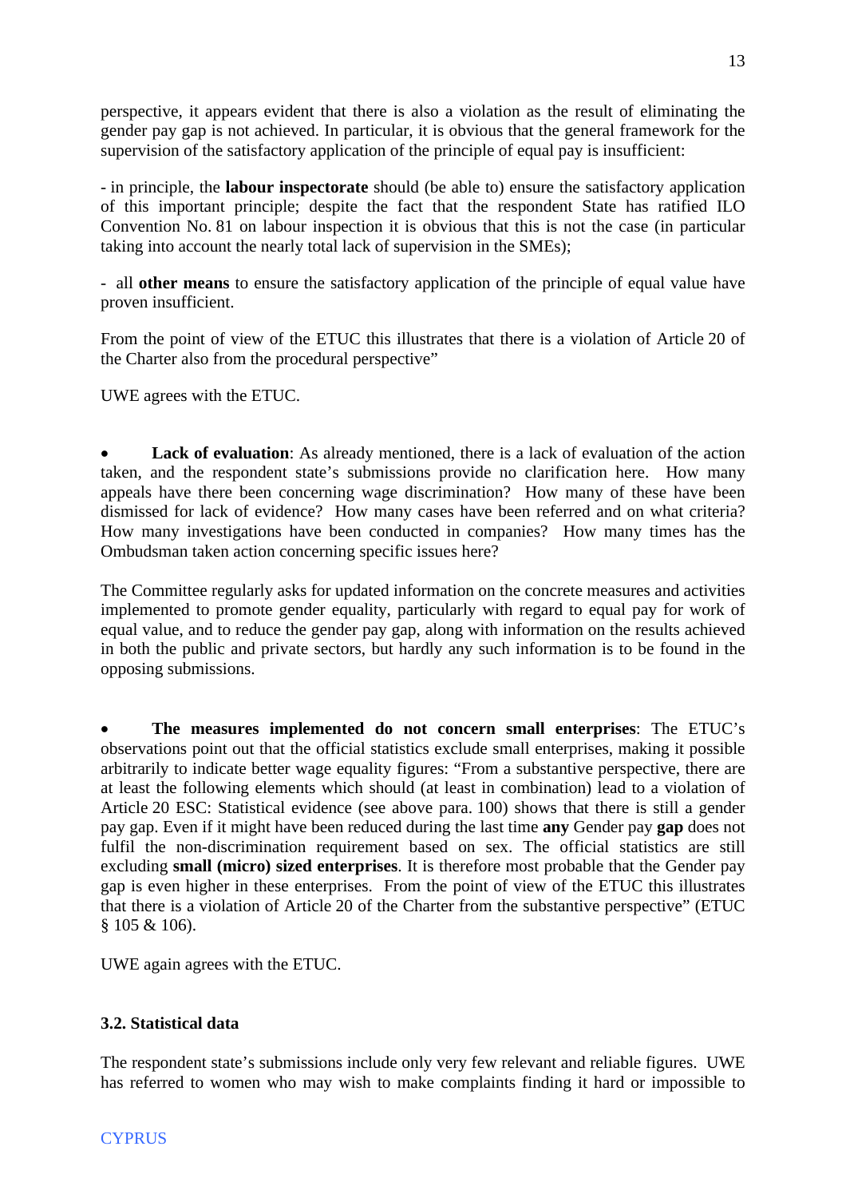perspective, it appears evident that there is also a violation as the result of eliminating the gender pay gap is not achieved. In particular, it is obvious that the general framework for the supervision of the satisfactory application of the principle of equal pay is insufficient:

- in principle, the **labour inspectorate** should (be able to) ensure the satisfactory application of this important principle; despite the fact that the respondent State has ratified ILO Convention No. 81 on labour inspection it is obvious that this is not the case (in particular taking into account the nearly total lack of supervision in the SMEs);

- all **other means** to ensure the satisfactory application of the principle of equal value have proven insufficient.

From the point of view of the ETUC this illustrates that there is a violation of Article 20 of the Charter also from the procedural perspective"

UWE agrees with the ETUC.

- **Lack of evaluation**: As already mentioned, there is a lack of evaluation of the action taken, and the respondent state's submissions provide no clarification here. How many appeals have there been concerning wage discrimination? How many of these have been dismissed for lack of evidence? How many cases have been referred and on what criteria? How many investigations have been conducted in companies? How many times has the Ombudsman taken action concerning specific issues here?

The Committee regularly asks for updated information on the concrete measures and activities implemented to promote gender equality, particularly with regard to equal pay for work of equal value, and to reduce the gender pay gap, along with information on the results achieved in both the public and private sectors, but hardly any such information is to be found in the opposing submissions.

- **The measures implemented do not concern small enterprises**: The ETUC's observations point out that the official statistics exclude small enterprises, making it possible arbitrarily to indicate better wage equality figures: "From a substantive perspective, there are at least the following elements which should (at least in combination) lead to a violation of Article 20 ESC: Statistical evidence (see above para. 100) shows that there is still a gender pay gap. Even if it might have been reduced during the last time **any** Gender pay **gap** does not fulfil the non-discrimination requirement based on sex. The official statistics are still excluding **small (micro) sized enterprises**. It is therefore most probable that the Gender pay gap is even higher in these enterprises. From the point of view of the ETUC this illustrates that there is a violation of Article 20 of the Charter from the substantive perspective" (ETUC § 105 & 106).

UWE again agrees with the ETUC.

### 3.2. Statistical data

The respondent state's submissions include only very few relevant and reliable figures. UWE has referred to women who may wish to make complaints finding it hard or impossible to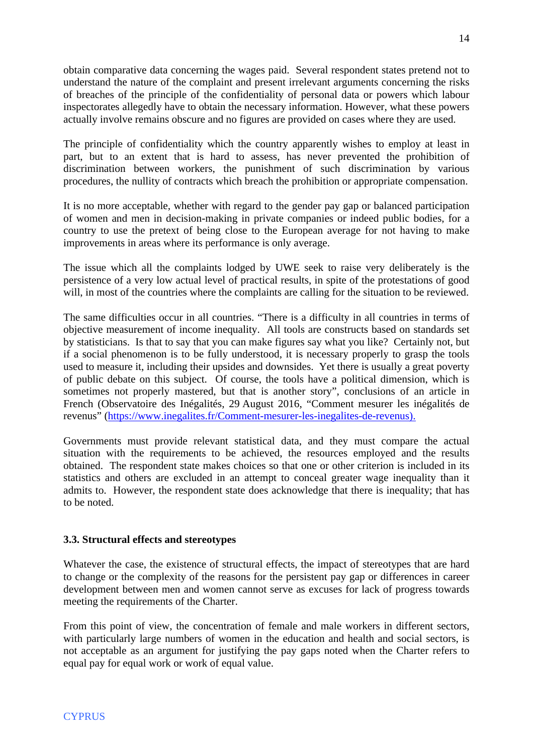obtain comparative data concerning the wages paid. Several respondent states pretend not to understand the nature of the complaint and present irrelevant arguments concerning the risks of breaches of the principle of the confidentiality of personal data or powers which labour inspectorates allegedly have to obtain the necessary information. However, what these powers actually involve remains obscure and no figures are provided on cases where they are used.

The principle of confidentiality which the country apparently wishes to employ at least in part, but to an extent that is hard to assess, has never prevented the prohibition of discrimination between workers, the punishment of such discrimination by various procedures, the nullity of contracts which breach the prohibition or appropriate compensation.

It is no more acceptable, whether with regard to the gender pay gap or balanced participation of women and men in decision-making in private companies or indeed public bodies, for a country to use the pretext of being close to the European average for not having to make improvements in areas where its performance is only average.

The issue which all the complaints lodged by UWE seek to raise very deliberately is the persistence of a very low actual level of practical results, in spite of the protestations of good will, in most of the countries where the complaints are calling for the situation to be reviewed.

The same difficulties occur in all countries. "There is a difficulty in all countries in terms of objective measurement of income inequality. All tools are constructs based on standards set by statisticians. Is that to say that you can make figures say what you like? Certainly not, but if a social phenomenon is to be fully understood, it is necessary properly to grasp the tools used to measure it, including their upsides and downsides. Yet there is usually a great poverty of public debate on this subject. Of course, the tools have a political dimension, which is sometimes not properly mastered, but that is another story", conclusions of an article in French (Observatoire des Inégalités, 29 August 2016, "Comment mesurer les inégalités de revenus" (https://www.inegalites.fr/Comment-mesurer-les-inegalites-de-revenus).

Governments must provide relevant statistical data, and they must compare the actual situation with the requirements to be achieved, the resources employed and the results obtained. The respondent state makes choices so that one or other criterion is included in its statistics and others are excluded in an attempt to conceal greater wage inequality than it admits to. However, the respondent state does acknowledge that there is inequality; that has to be noted.

### 3.3. Structural effects and stereotypes

Whatever the case, the existence of structural effects, the impact of stereotypes that are hard to change or the complexity of the reasons for the persistent pay gap or differences in career development between men and women cannot serve as excuses for lack of progress towards meeting the requirements of the Charter.

From this point of view, the concentration of female and male workers in different sectors, with particularly large numbers of women in the education and health and social sectors, is not acceptable as an argument for justifying the pay gaps noted when the Charter refers to equal pay for equal work or work of equal value.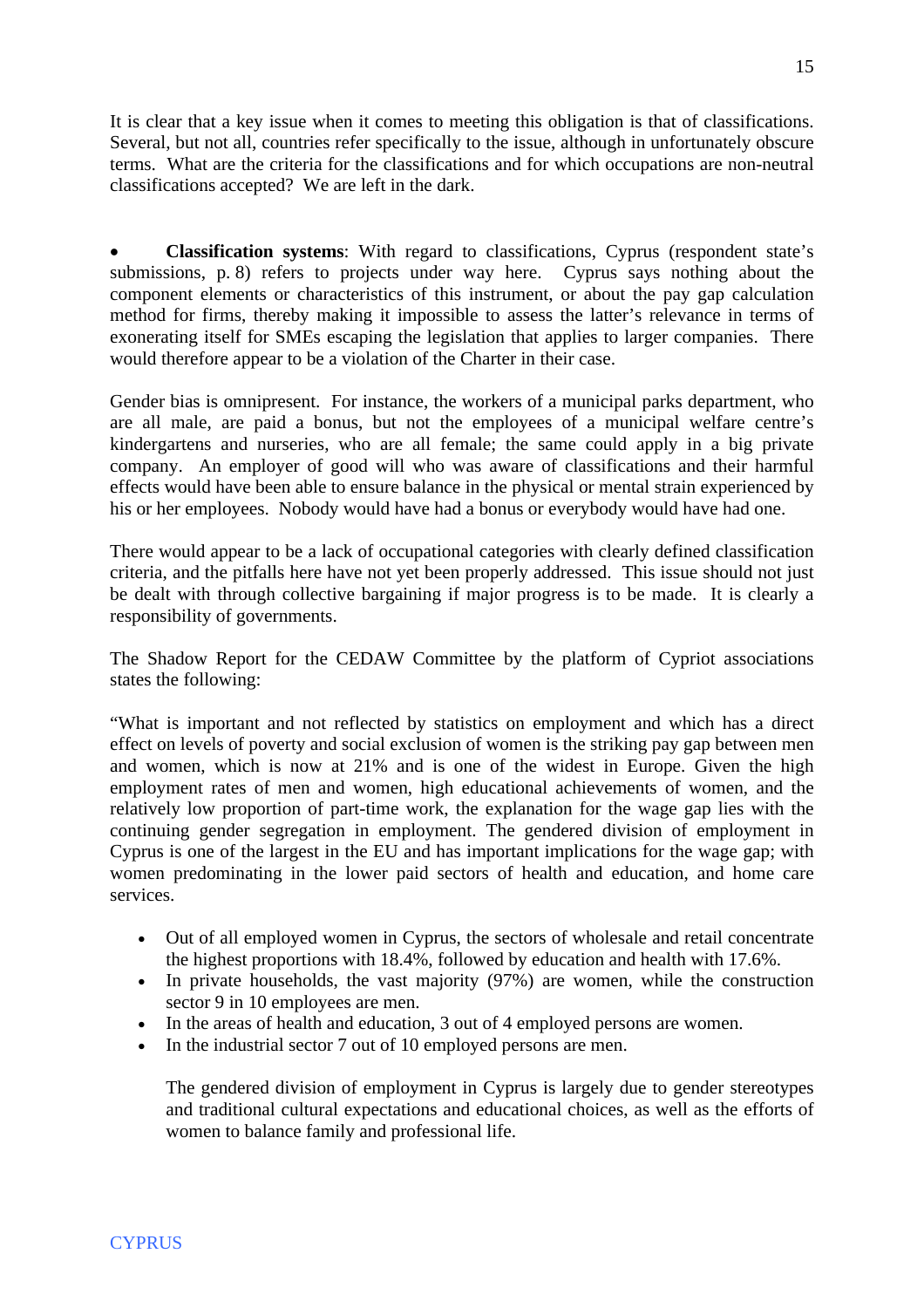It is clear that a key issue when it comes to meeting this obligation is that of classifications. Several, but not all, countries refer specifically to the issue, although in unfortunately obscure terms. What are the criteria for the classifications and for which occupations are non-neutral classifications accepted? We are left in the dark.

- **Classification systems**: With regard to classifications, Cyprus (respondent state's submissions, p. 8) refers to projects under way here. Cyprus says nothing about the component elements or characteristics of this instrument, or about the pay gap calculation method for firms, thereby making it impossible to assess the latter's relevance in terms of exonerating itself for SMEs escaping the legislation that applies to larger companies. There would therefore appear to be a violation of the Charter in their case.

Gender bias is omnipresent. For instance, the workers of a municipal parks department, who are all male, are paid a bonus, but not the employees of a municipal welfare centre's kindergartens and nurseries, who are all female; the same could apply in a big private company. An employer of good will who was aware of classifications and their harmful effects would have been able to ensure balance in the physical or mental strain experienced by his or her employees. Nobody would have had a bonus or everybody would have had one.

There would appear to be a lack of occupational categories with clearly defined classification criteria, and the pitfalls here have not yet been properly addressed. This issue should not just be dealt with through collective bargaining if major progress is to be made. It is clearly a responsibility of governments.

The Shadow Report for the CEDAW Committee by the platform of Cypriot associations states the following:

"What is important and not reflected by statistics on employment and which has a direct effect on levels of poverty and social exclusion of women is the striking pay gap between men and women, which is now at 21% and is one of the widest in Europe. Given the high employment rates of men and women, high educational achievements of women, and the relatively low proportion of part-time work, the explanation for the wage gap lies with the continuing gender segregation in employment. The gendered division of employment in Cyprus is one of the largest in the EU and has important implications for the wage gap; with women predominating in the lower paid sectors of health and education, and home care services.

- Out of all employed women in Cyprus, the sectors of wholesale and retail concentrate the highest proportions with 18.4%, followed by education and health with 17.6%.
- In private households, the vast majority (97%) are women, while the construction sector 9 in 10 employees are men.
- In the areas of health and education, 3 out of 4 employed persons are women.
- In the industrial sector 7 out of 10 employed persons are men.

  The gendered division of employment in Cyprus is largely due to gender stereotypes and traditional cultural expectations and educational choices, as well as the efforts of women to balance family and professional life.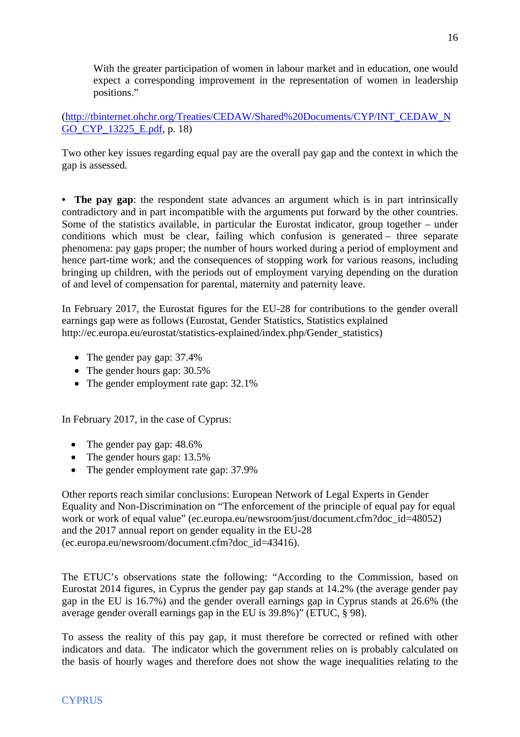With the greater participation of women in labour market and in education, one would expect a corresponding improvement in the representation of women in leadership positions."

([http://tbinternet.ohchr.org/Treaties/CEDAW/Shared%20Documents/CYP/INT_CEDAW_NGO_CYP_13225_E.pdf](http://tbinternet.ohchr.org/Treaties/CEDAW/Shared%20Documents/CYP/INT_CEDAW_NGO_CYP_13225_E.pdf), p. 18)

Two other key issues regarding equal pay are the overall pay gap and the context in which the gap is assessed.

• **The pay gap**: the respondent state advances an argument which is in part intrinsically contradictory and in part incompatible with the arguments put forward by the other countries. Some of the statistics available, in particular the Eurostat indicator, group together – under conditions which must be clear, failing which confusion is generated – three separate phenomena: pay gaps proper; the number of hours worked during a period of employment and hence part-time work; and the consequences of stopping work for various reasons, including bringing up children, with the periods out of employment varying depending on the duration of and level of compensation for parental, maternity and paternity leave.

In February 2017, the Eurostat figures for the EU-28 for contributions to the gender overall earnings gap were as follows (Eurostat, Gender Statistics, Statistics explained http://ec.europa.eu/eurostat/statistics-explained/index.php/Gender_statistics)

- The gender pay gap: 37.4%
- The gender hours gap: 30.5%
- The gender employment rate gap: 32.1%

In February 2017, in the case of Cyprus:

- The gender pay gap: 48.6%
- The gender hours gap: 13.5%
- The gender employment rate gap: 37.9%

Other reports reach similar conclusions: European Network of Legal Experts in Gender Equality and Non-Discrimination on "The enforcement of the principle of equal pay for equal work or work of equal value" (ec.europa.eu/newsroom/just/document.cfm?doc_id=48052) and the 2017 annual report on gender equality in the EU-28 (ec.europa.eu/newsroom/document.cfm?doc_id=43416).

The ETUC's observations state the following: "According to the Commission, based on Eurostat 2014 figures, in Cyprus the gender pay gap stands at 14.2% (the average gender pay gap in the EU is 16.7%) and the gender overall earnings gap in Cyprus stands at 26.6% (the average gender overall earnings gap in the EU is 39.8%)" (ETUC, § 98).

To assess the reality of this pay gap, it must therefore be corrected or refined with other indicators and data. The indicator which the government relies on is probably calculated on the basis of hourly wages and therefore does not show the wage inequalities relating to the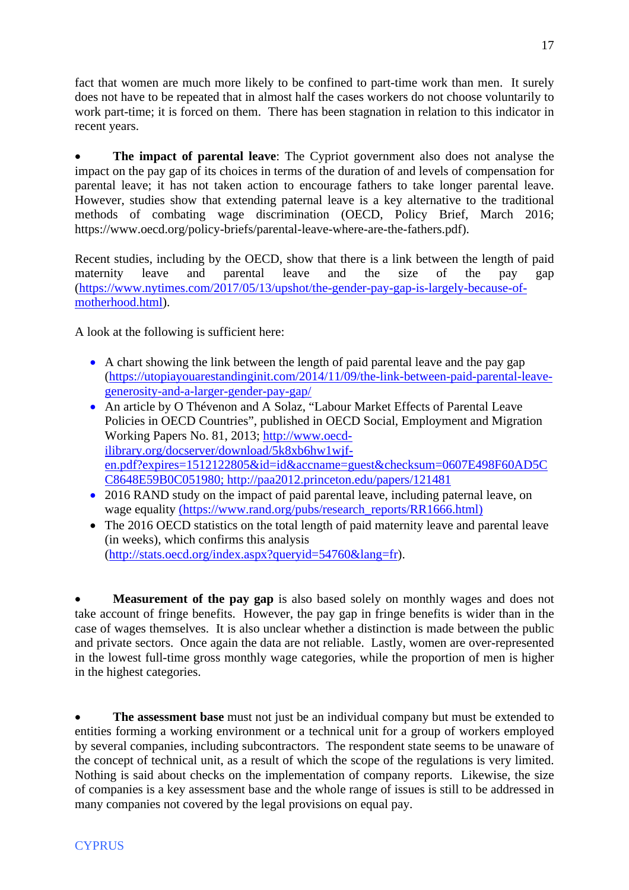fact that women are much more likely to be confined to part-time work than men. It surely does not have to be repeated that in almost half the cases workers do not choose voluntarily to work part-time; it is forced on them. There has been stagnation in relation to this indicator in recent years.

- **The impact of parental leave**: The Cypriot government also does not analyse the impact on the pay gap of its choices in terms of the duration of and levels of compensation for parental leave; it has not taken action to encourage fathers to take longer parental leave. However, studies show that extending paternal leave is a key alternative to the traditional methods of combating wage discrimination (OECD, Policy Brief, March 2016; https://www.oecd.org/policy-briefs/parental-leave-where-are-the-fathers.pdf).

Recent studies, including by the OECD, show that there is a link between the length of paid maternity leave and parental leave and the size of the pay gap (https://www.nytimes.com/2017/05/13/upshot/the-gender-pay-gap-is-largely-because-of-motherhood.html).

A look at the following is sufficient here:

- A chart showing the link between the length of paid parental leave and the pay gap (https://utopiayouarestandinginit.com/2014/11/09/the-link-between-paid-parental-leave-generosity-and-a-larger-gender-pay-gap/
- An article by O Thévenon and A Solaz, "Labour Market Effects of Parental Leave Policies in OECD Countries", published in OECD Social, Employment and Migration Working Papers No. 81, 2013; http://www.oecd-ilibrary.org/docserver/download/5k8xb6hw1wjf-en.pdf?expires=1512122805&id=id&accname=guest&checksum=0607E498F60AD5CC8648E59B0C051980; http://paa2012.princeton.edu/papers/121481
- 2016 RAND study on the impact of paid parental leave, including paternal leave, on wage equality (https://www.rand.org/pubs/research_reports/RR1666.html)
- The 2016 OECD statistics on the total length of paid maternity leave and parental leave (in weeks), which confirms this analysis (http://stats.oecd.org/index.aspx?queryid=54760&lang=fr).

- **Measurement of the pay gap** is also based solely on monthly wages and does not take account of fringe benefits. However, the pay gap in fringe benefits is wider than in the case of wages themselves. It is also unclear whether a distinction is made between the public and private sectors. Once again the data are not reliable. Lastly, women are over-represented in the lowest full-time gross monthly wage categories, while the proportion of men is higher in the highest categories.

- **The assessment base** must not just be an individual company but must be extended to entities forming a working environment or a technical unit for a group of workers employed by several companies, including subcontractors. The respondent state seems to be unaware of the concept of technical unit, as a result of which the scope of the regulations is very limited. Nothing is said about checks on the implementation of company reports. Likewise, the size of companies is a key assessment base and the whole range of issues is still to be addressed in many companies not covered by the legal provisions on equal pay.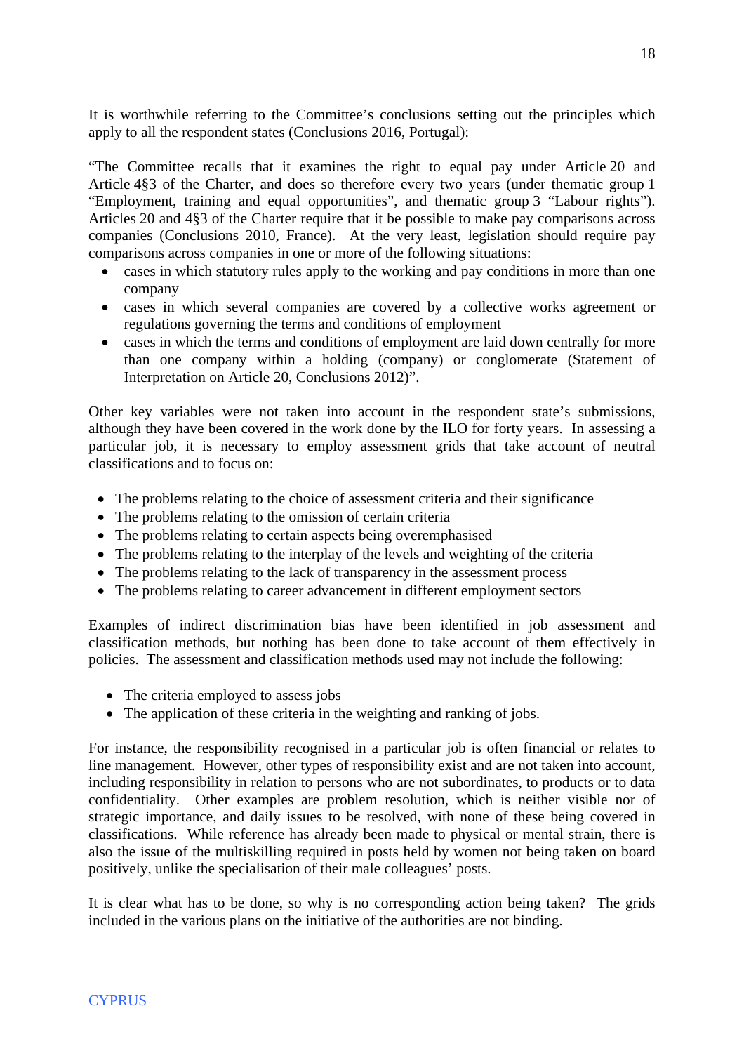It is worthwhile referring to the Committee's conclusions setting out the principles which apply to all the respondent states (Conclusions 2016, Portugal):

"The Committee recalls that it examines the right to equal pay under Article 20 and Article 4§3 of the Charter, and does so therefore every two years (under thematic group 1 "Employment, training and equal opportunities", and thematic group 3 "Labour rights"). Articles 20 and 4§3 of the Charter require that it be possible to make pay comparisons across companies (Conclusions 2010, France). At the very least, legislation should require pay comparisons across companies in one or more of the following situations:

- cases in which statutory rules apply to the working and pay conditions in more than one company
- cases in which several companies are covered by a collective works agreement or regulations governing the terms and conditions of employment
- cases in which the terms and conditions of employment are laid down centrally for more than one company within a holding (company) or conglomerate (Statement of Interpretation on Article 20, Conclusions 2012)".

Other key variables were not taken into account in the respondent state's submissions, although they have been covered in the work done by the ILO for forty years. In assessing a particular job, it is necessary to employ assessment grids that take account of neutral classifications and to focus on:

- The problems relating to the choice of assessment criteria and their significance
- The problems relating to the omission of certain criteria
- The problems relating to certain aspects being overemphasised
- The problems relating to the interplay of the levels and weighting of the criteria
- The problems relating to the lack of transparency in the assessment process
- The problems relating to career advancement in different employment sectors

Examples of indirect discrimination bias have been identified in job assessment and classification methods, but nothing has been done to take account of them effectively in policies. The assessment and classification methods used may not include the following:

- The criteria employed to assess jobs
- The application of these criteria in the weighting and ranking of jobs.

For instance, the responsibility recognised in a particular job is often financial or relates to line management. However, other types of responsibility exist and are not taken into account, including responsibility in relation to persons who are not subordinates, to products or to data confidentiality. Other examples are problem resolution, which is neither visible nor of strategic importance, and daily issues to be resolved, with none of these being covered in classifications. While reference has already been made to physical or mental strain, there is also the issue of the multiskilling required in posts held by women not being taken on board positively, unlike the specialisation of their male colleagues' posts.

It is clear what has to be done, so why is no corresponding action being taken? The grids included in the various plans on the initiative of the authorities are not binding.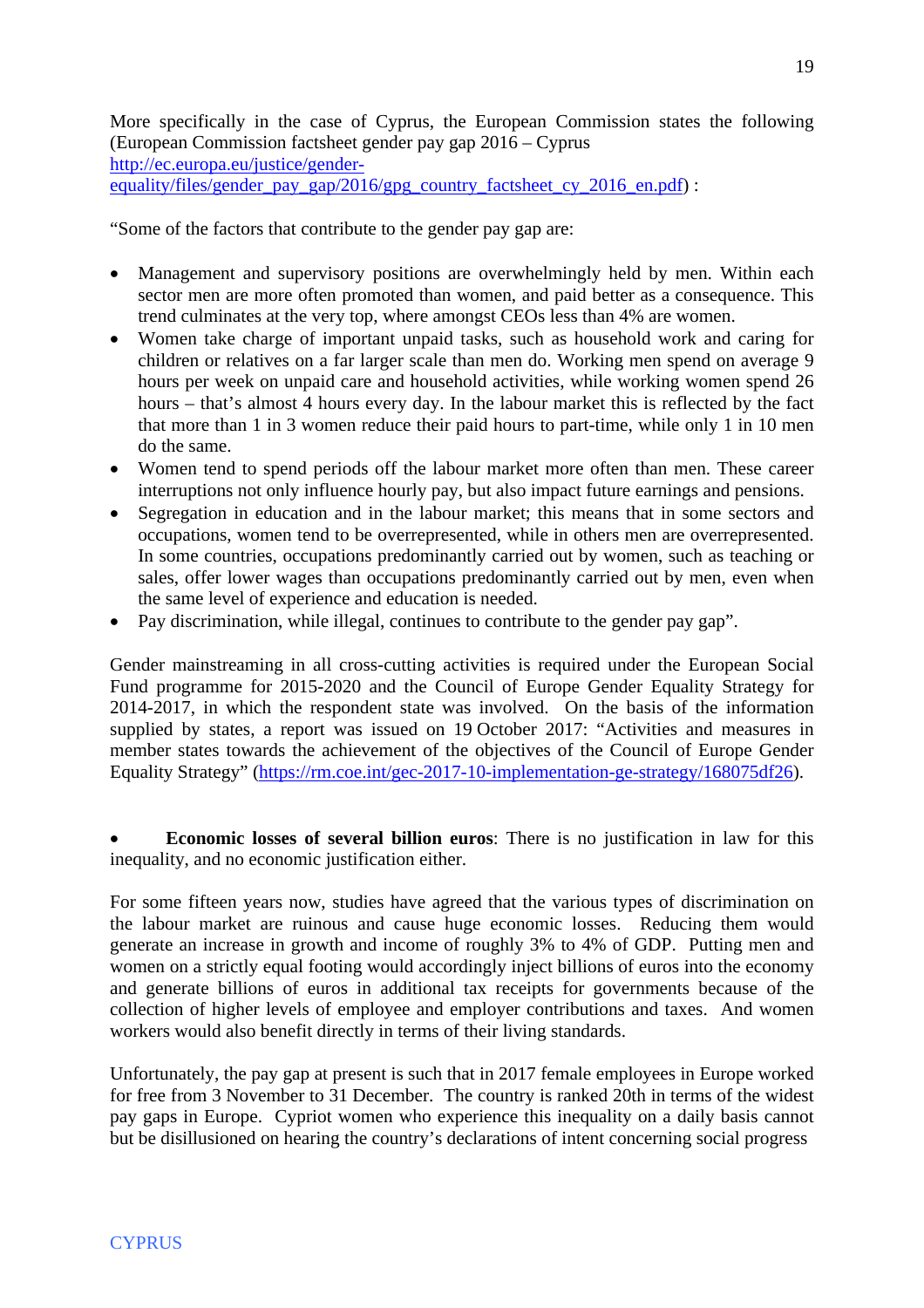More specifically in the case of Cyprus, the European Commission states the following (European Commission factsheet gender pay gap 2016 – Cyprus [http://ec.europa.eu/justice/gender-equality/files/gender_pay_gap/2016/gpg_country_factsheet_cy_2016_en.pdf](http://ec.europa.eu/justice/gender-equality/files/gender_pay_gap/2016/gpg_country_factsheet_cy_2016_en.pdf)) :

"Some of the factors that contribute to the gender pay gap are:

- Management and supervisory positions are overwhelmingly held by men. Within each sector men are more often promoted than women, and paid better as a consequence. This trend culminates at the very top, where amongst CEOs less than 4% are women.
- Women take charge of important unpaid tasks, such as household work and caring for children or relatives on a far larger scale than men do. Working men spend on average 9 hours per week on unpaid care and household activities, while working women spend 26 hours – that's almost 4 hours every day. In the labour market this is reflected by the fact that more than 1 in 3 women reduce their paid hours to part-time, while only 1 in 10 men do the same.
- Women tend to spend periods off the labour market more often than men. These career interruptions not only influence hourly pay, but also impact future earnings and pensions.
- Segregation in education and in the labour market; this means that in some sectors and occupations, women tend to be overrepresented, while in others men are overrepresented. In some countries, occupations predominantly carried out by women, such as teaching or sales, offer lower wages than occupations predominantly carried out by men, even when the same level of experience and education is needed.
- Pay discrimination, while illegal, continues to contribute to the gender pay gap".

Gender mainstreaming in all cross-cutting activities is required under the European Social Fund programme for 2015-2020 and the Council of Europe Gender Equality Strategy for 2014-2017, in which the respondent state was involved. On the basis of the information supplied by states, a report was issued on 19 October 2017: "Activities and measures in member states towards the achievement of the objectives of the Council of Europe Gender Equality Strategy" ([https://rm.coe.int/gec-2017-10-implementation-ge-strategy/168075df26](https://rm.coe.int/gec-2017-10-implementation-ge-strategy/168075df26)).

- **Economic losses of several billion euros**: There is no justification in law for this inequality, and no economic justification either.

For some fifteen years now, studies have agreed that the various types of discrimination on the labour market are ruinous and cause huge economic losses. Reducing them would generate an increase in growth and income of roughly 3% to 4% of GDP. Putting men and women on a strictly equal footing would accordingly inject billions of euros into the economy and generate billions of euros in additional tax receipts for governments because of the collection of higher levels of employee and employer contributions and taxes. And women workers would also benefit directly in terms of their living standards.

Unfortunately, the pay gap at present is such that in 2017 female employees in Europe worked for free from 3 November to 31 December. The country is ranked 20th in terms of the widest pay gaps in Europe. Cypriot women who experience this inequality on a daily basis cannot but be disillusioned on hearing the country's declarations of intent concerning social progress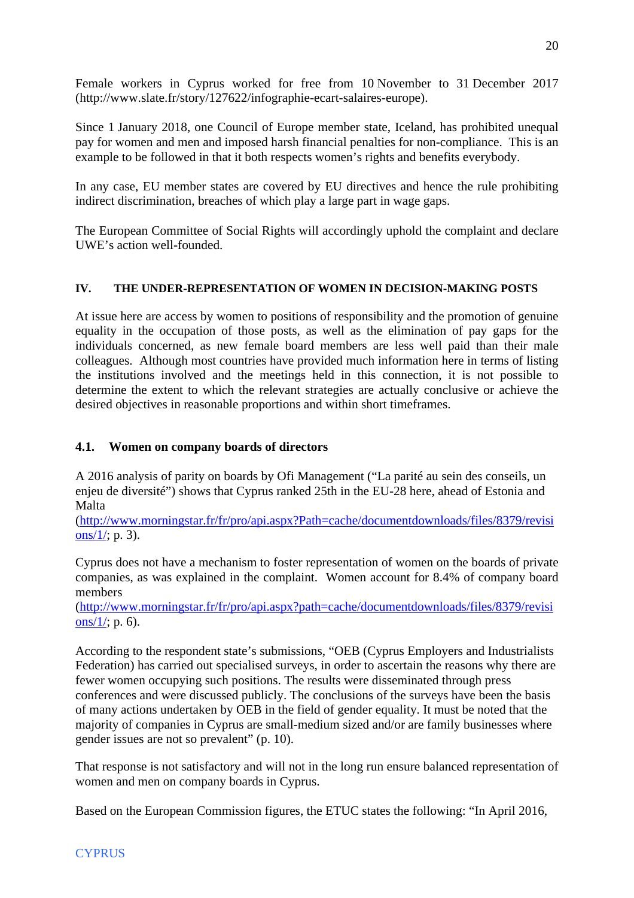Female workers in Cyprus worked for free from 10 November to 31 December 2017 (http://www.slate.fr/story/127622/infographie-ecart-salaires-europe).

Since 1 January 2018, one Council of Europe member state, Iceland, has prohibited unequal pay for women and men and imposed harsh financial penalties for non-compliance. This is an example to be followed in that it both respects women's rights and benefits everybody.

In any case, EU member states are covered by EU directives and hence the rule prohibiting indirect discrimination, breaches of which play a large part in wage gaps.

The European Committee of Social Rights will accordingly uphold the complaint and declare UWE's action well-founded.

## IV. THE UNDER-REPRESENTATION OF WOMEN IN DECISION-MAKING POSTS

At issue here are access by women to positions of responsibility and the promotion of genuine equality in the occupation of those posts, as well as the elimination of pay gaps for the individuals concerned, as new female board members are less well paid than their male colleagues. Although most countries have provided much information here in terms of listing the institutions involved and the meetings held in this connection, it is not possible to determine the extent to which the relevant strategies are actually conclusive or achieve the desired objectives in reasonable proportions and within short timeframes.

### 4.1. Women on company boards of directors

A 2016 analysis of parity on boards by Ofi Management ("La parité au sein des conseils, un enjeu de diversité") shows that Cyprus ranked 25th in the EU-28 here, ahead of Estonia and Malta (http://www.morningstar.fr/fr/pro/api.aspx?Path=cache/documentdownloads/files/8379/revisions/1/; p. 3).

Cyprus does not have a mechanism to foster representation of women on the boards of private companies, as was explained in the complaint. Women account for 8.4% of company board members (http://www.morningstar.fr/fr/pro/api.aspx?path=cache/documentdownloads/files/8379/revisions/1/; p. 6).

According to the respondent state's submissions, "OEB (Cyprus Employers and Industrialists Federation) has carried out specialised surveys, in order to ascertain the reasons why there are fewer women occupying such positions. The results were disseminated through press conferences and were discussed publicly. The conclusions of the surveys have been the basis of many actions undertaken by OEB in the field of gender equality. It must be noted that the majority of companies in Cyprus are small-medium sized and/or are family businesses where gender issues are not so prevalent" (p. 10).

That response is not satisfactory and will not in the long run ensure balanced representation of women and men on company boards in Cyprus.

Based on the European Commission figures, the ETUC states the following: "In April 2016,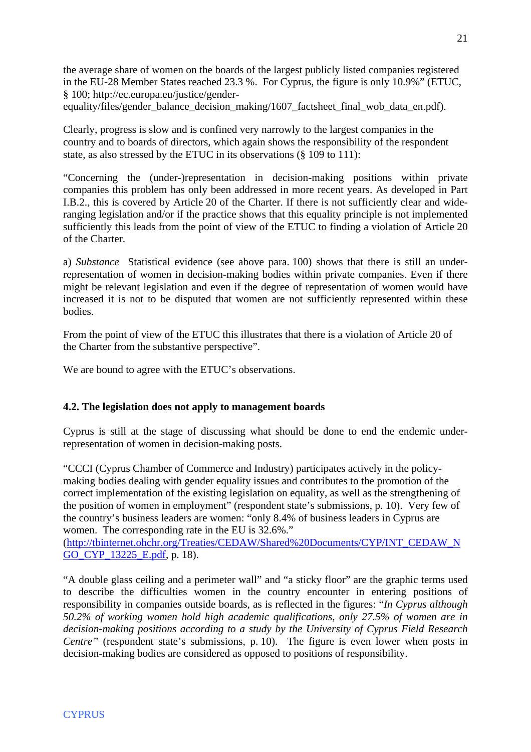the average share of women on the boards of the largest publicly listed companies registered in the EU-28 Member States reached 23.3 %. For Cyprus, the figure is only 10.9%" (ETUC, § 100; http://ec.europa.eu/justice/gender-equality/files/gender_balance_decision_making/1607_factsheet_final_wob_data_en.pdf).

Clearly, progress is slow and is confined very narrowly to the largest companies in the country and to boards of directors, which again shows the responsibility of the respondent state, as also stressed by the ETUC in its observations (§ 109 to 111):

"Concerning the (under-)representation in decision-making positions within private companies this problem has only been addressed in more recent years. As developed in Part I.B.2., this is covered by Article 20 of the Charter. If there is not sufficiently clear and wide-ranging legislation and/or if the practice shows that this equality principle is not implemented sufficiently this leads from the point of view of the ETUC to finding a violation of Article 20 of the Charter.

a) *Substance* Statistical evidence (see above para. 100) shows that there is still an under-representation of women in decision-making bodies within private companies. Even if there might be relevant legislation and even if the degree of representation of women would have increased it is not to be disputed that women are not sufficiently represented within these bodies.

From the point of view of the ETUC this illustrates that there is a violation of Article 20 of the Charter from the substantive perspective".

We are bound to agree with the ETUC's observations.

#### 4.2. The legislation does not apply to management boards

Cyprus is still at the stage of discussing what should be done to end the endemic under-representation of women in decision-making posts.

"CCCI (Cyprus Chamber of Commerce and Industry) participates actively in the policy-making bodies dealing with gender equality issues and contributes to the promotion of the correct implementation of the existing legislation on equality, as well as the strengthening of the position of women in employment" (respondent state's submissions, p. 10). Very few of the country's business leaders are women: "only 8.4% of business leaders in Cyprus are women. The corresponding rate in the EU is 32.6%." (http://tbinternet.ohchr.org/Treaties/CEDAW/Shared%20Documents/CYP/INT_CEDAW_NGO_CYP_13225_E.pdf, p. 18).

"A double glass ceiling and a perimeter wall" and "a sticky floor" are the graphic terms used to describe the difficulties women in the country encounter in entering positions of responsibility in companies outside boards, as is reflected in the figures: "*In Cyprus although 50.2% of working women hold high academic qualifications, only 27.5% of women are in decision-making positions according to a study by the University of Cyprus Field Research Centre"* (respondent state's submissions, p. 10). The figure is even lower when posts in decision-making bodies are considered as opposed to positions of responsibility.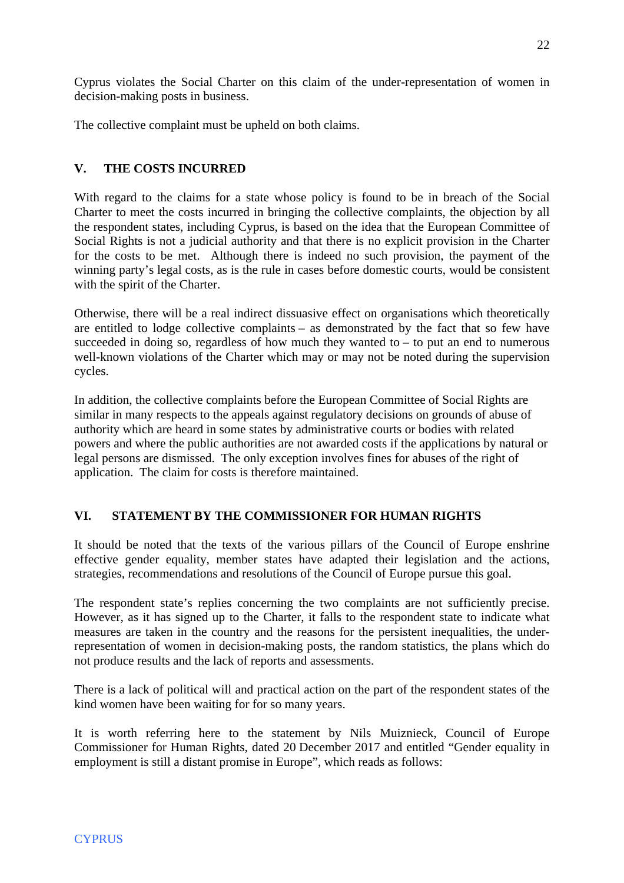Cyprus violates the Social Charter on this claim of the under-representation of women in decision-making posts in business.

The collective complaint must be upheld on both claims.

## V. THE COSTS INCURRED

With regard to the claims for a state whose policy is found to be in breach of the Social Charter to meet the costs incurred in bringing the collective complaints, the objection by all the respondent states, including Cyprus, is based on the idea that the European Committee of Social Rights is not a judicial authority and that there is no explicit provision in the Charter for the costs to be met. Although there is indeed no such provision, the payment of the winning party's legal costs, as is the rule in cases before domestic courts, would be consistent with the spirit of the Charter.

Otherwise, there will be a real indirect dissuasive effect on organisations which theoretically are entitled to lodge collective complaints – as demonstrated by the fact that so few have succeeded in doing so, regardless of how much they wanted to – to put an end to numerous well-known violations of the Charter which may or may not be noted during the supervision cycles.

In addition, the collective complaints before the European Committee of Social Rights are similar in many respects to the appeals against regulatory decisions on grounds of abuse of authority which are heard in some states by administrative courts or bodies with related powers and where the public authorities are not awarded costs if the applications by natural or legal persons are dismissed. The only exception involves fines for abuses of the right of application. The claim for costs is therefore maintained.

## VI. STATEMENT BY THE COMMISSIONER FOR HUMAN RIGHTS

It should be noted that the texts of the various pillars of the Council of Europe enshrine effective gender equality, member states have adapted their legislation and the actions, strategies, recommendations and resolutions of the Council of Europe pursue this goal.

The respondent state's replies concerning the two complaints are not sufficiently precise. However, as it has signed up to the Charter, it falls to the respondent state to indicate what measures are taken in the country and the reasons for the persistent inequalities, the under-representation of women in decision-making posts, the random statistics, the plans which do not produce results and the lack of reports and assessments.

There is a lack of political will and practical action on the part of the respondent states of the kind women have been waiting for for so many years.

It is worth referring here to the statement by Nils Muiznieck, Council of Europe Commissioner for Human Rights, dated 20 December 2017 and entitled "Gender equality in employment is still a distant promise in Europe", which reads as follows: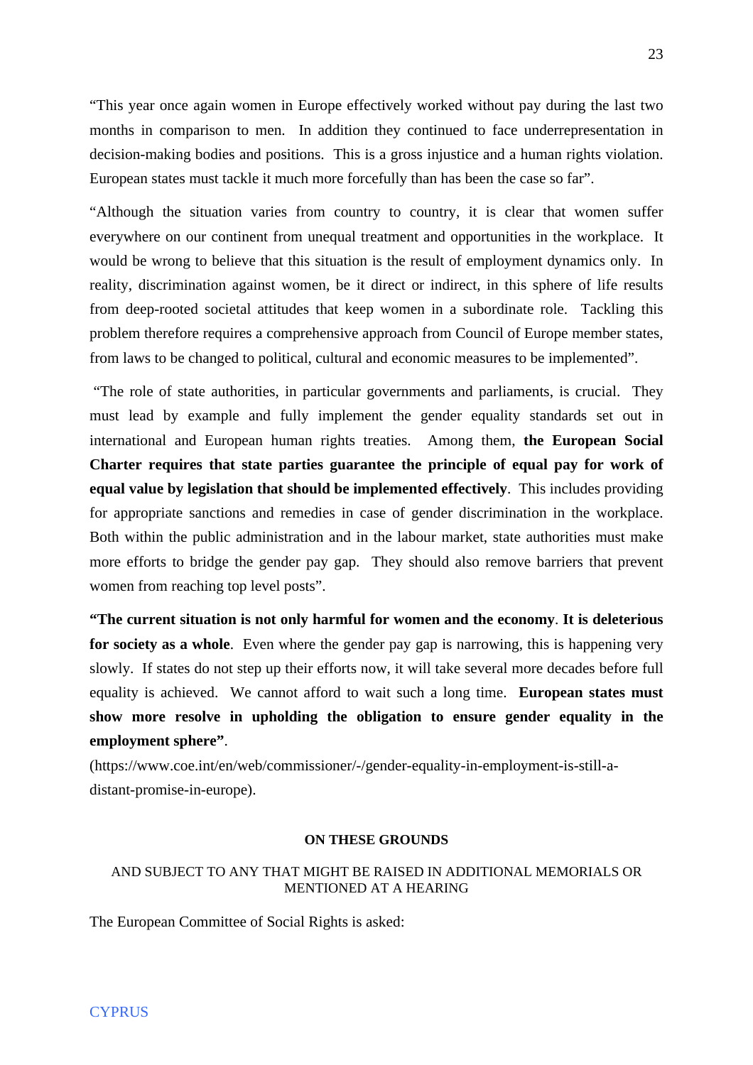“This year once again women in Europe effectively worked without pay during the last two months in comparison to men. In addition they continued to face underrepresentation in decision-making bodies and positions. This is a gross injustice and a human rights violation. European states must tackle it much more forcefully than has been the case so far”.

“Although the situation varies from country to country, it is clear that women suffer everywhere on our continent from unequal treatment and opportunities in the workplace. It would be wrong to believe that this situation is the result of employment dynamics only. In reality, discrimination against women, be it direct or indirect, in this sphere of life results from deep-rooted societal attitudes that keep women in a subordinate role. Tackling this problem therefore requires a comprehensive approach from Council of Europe member states, from laws to be changed to political, cultural and economic measures to be implemented”.

“The role of state authorities, in particular governments and parliaments, is crucial. They must lead by example and fully implement the gender equality standards set out in international and European human rights treaties. Among them, **the European Social Charter requires that state parties guarantee the principle of equal pay for work of equal value by legislation that should be implemented effectively**. This includes providing for appropriate sanctions and remedies in case of gender discrimination in the workplace. Both within the public administration and in the labour market, state authorities must make more efforts to bridge the gender pay gap. They should also remove barriers that prevent women from reaching top level posts”.

**“The current situation is not only harmful for women and the economy**. **It is deleterious for society as a whole**. Even where the gender pay gap is narrowing, this is happening very slowly. If states do not step up their efforts now, it will take several more decades before full equality is achieved. We cannot afford to wait such a long time. **European states must show more resolve in upholding the obligation to ensure gender equality in the employment sphere”**.

(https://www.coe.int/en/web/commissioner/-/gender-equality-in-employment-is-still-a-distant-promise-in-europe).

**ON THESE GROUNDS**

AND SUBJECT TO ANY THAT MIGHT BE RAISED IN ADDITIONAL MEMORIALS OR MENTIONED AT A HEARING

The European Committee of Social Rights is asked: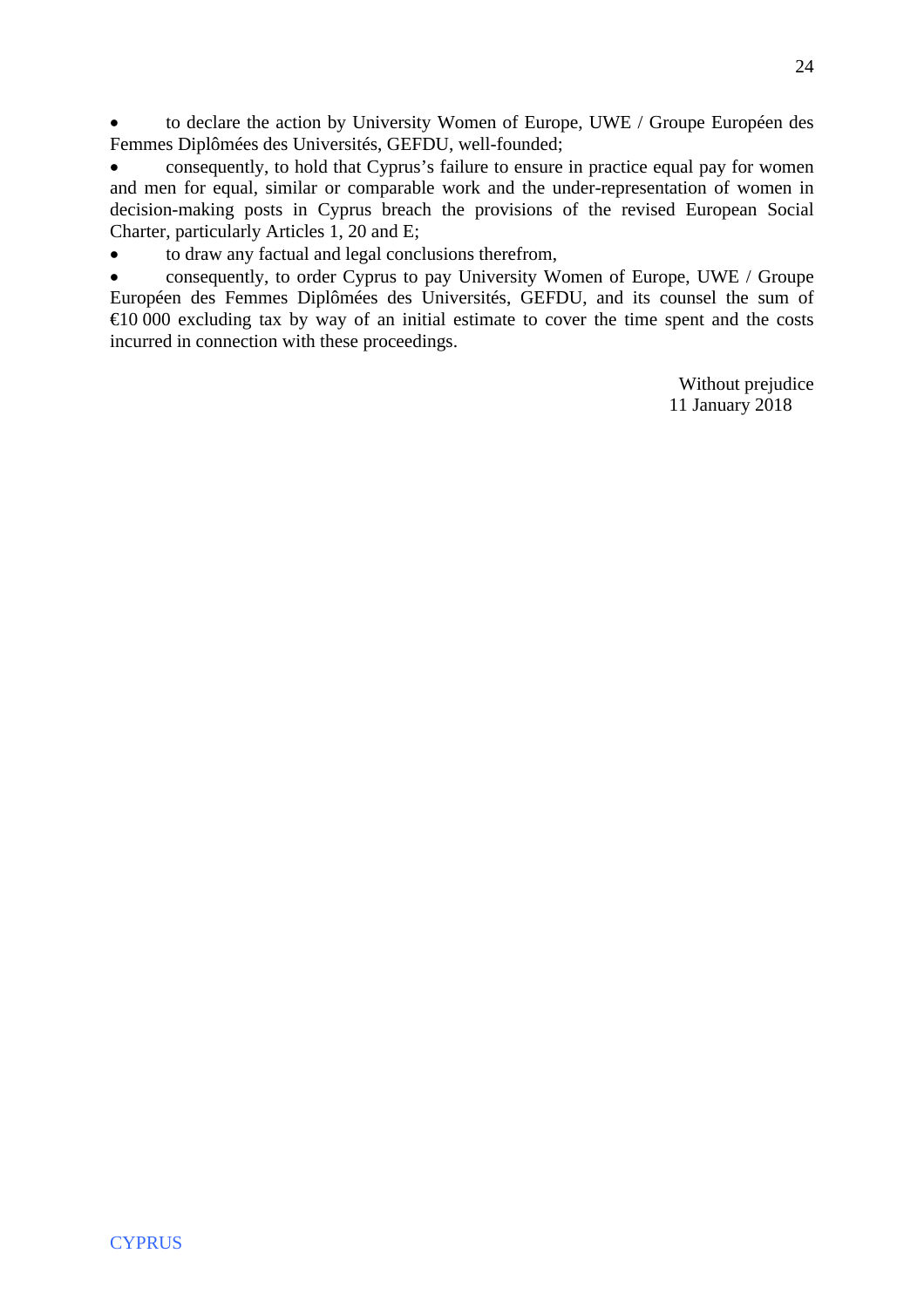- to declare the action by University Women of Europe, UWE / Groupe Européen des Femmes Diplômées des Universités, GEFDU, well-founded;
- consequently, to hold that Cyprus's failure to ensure in practice equal pay for women and men for equal, similar or comparable work and the under-representation of women in decision-making posts in Cyprus breach the provisions of the revised European Social Charter, particularly Articles 1, 20 and E;
- to draw any factual and legal conclusions therefrom,
- consequently, to order Cyprus to pay University Women of Europe, UWE / Groupe Européen des Femmes Diplômées des Universités, GEFDU, and its counsel the sum of €10 000 excluding tax by way of an initial estimate to cover the time spent and the costs incurred in connection with these proceedings.

Without prejudice
11 January 2018